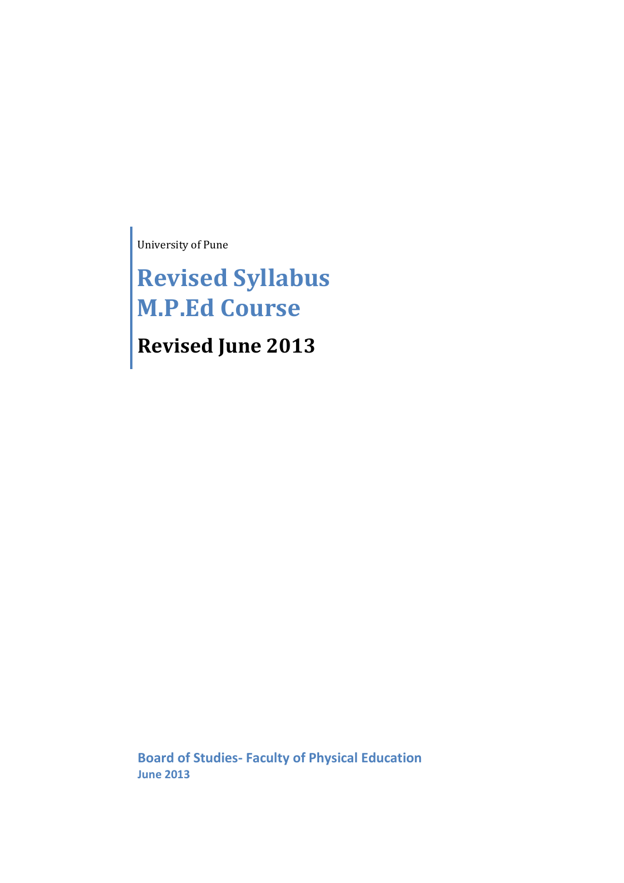University of Pune

# Revised Syllabus
# M.P.Ed Course

## Revised June 2013

**Board of Studies- Faculty of Physical Education**
**June 2013**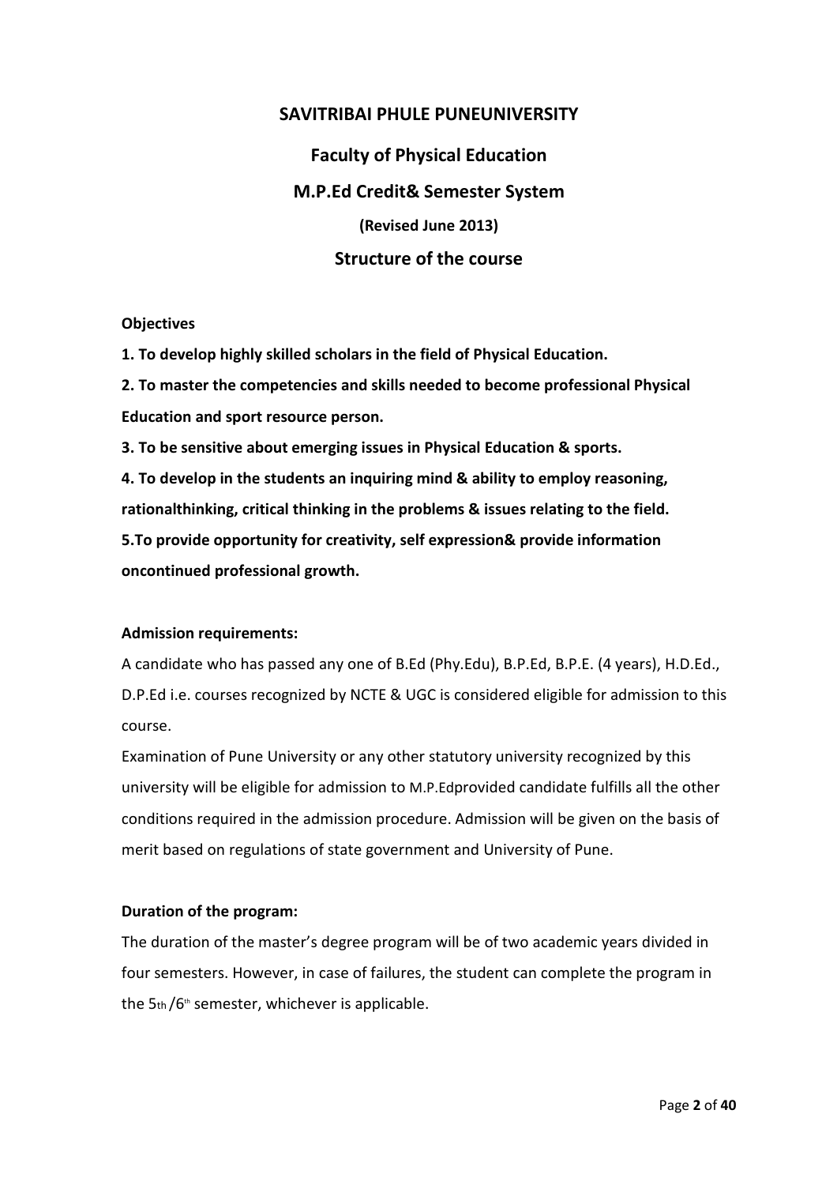# SAVITRIBAI PHULE PUNEUNIVERSITY

## Faculty of Physical Education

## M.P.Ed Credit& Semester System

**(Revised June 2013)**

## Structure of the course

**Objectives**

**1. To develop highly skilled scholars in the field of Physical Education.**

**2. To master the competencies and skills needed to become professional Physical Education and sport resource person.**

**3. To be sensitive about emerging issues in Physical Education & sports.**

**4. To develop in the students an inquiring mind & ability to employ reasoning, rationalthinking, critical thinking in the problems & issues relating to the field.**

**5.To provide opportunity for creativity, self expression& provide information oncontinued professional growth.**

**Admission requirements:**

A candidate who has passed any one of B.Ed (Phy.Edu), B.P.Ed, B.P.E. (4 years), H.D.Ed., D.P.Ed i.e. courses recognized by NCTE & UGC is considered eligible for admission to this course.

Examination of Pune University or any other statutory university recognized by this university will be eligible for admission to M.P.Edprovided candidate fulfills all the other conditions required in the admission procedure. Admission will be given on the basis of merit based on regulations of state government and University of Pune.

**Duration of the program:**

The duration of the master's degree program will be of two academic years divided in four semesters. However, in case of failures, the student can complete the program in the 5th /6th semester, whichever is applicable.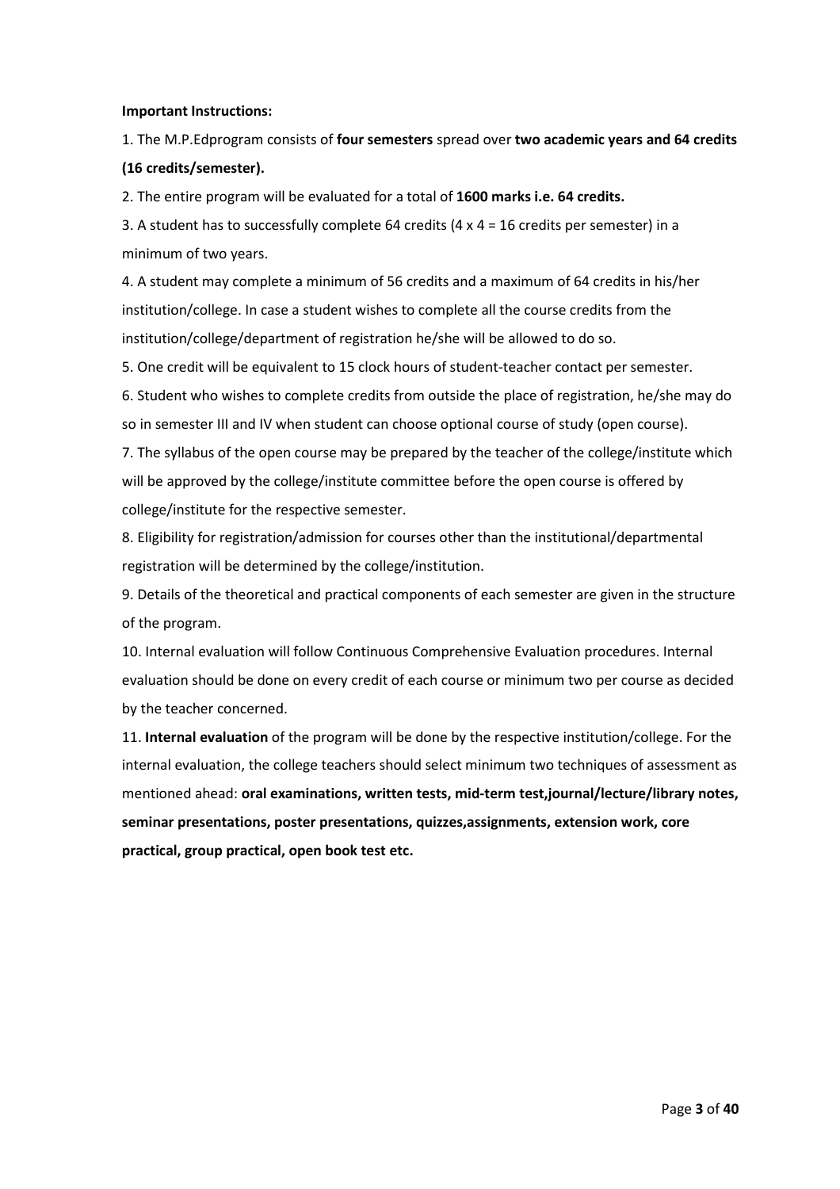**Important Instructions:**

1. The M.P.Edprogram consists of **four semesters** spread over **two academic years and 64 credits (16 credits/semester).**

2. The entire program will be evaluated for a total of **1600 marks i.e. 64 credits.**

3. A student has to successfully complete 64 credits (4 x 4 = 16 credits per semester) in a minimum of two years.

4. A student may complete a minimum of 56 credits and a maximum of 64 credits in his/her institution/college. In case a student wishes to complete all the course credits from the institution/college/department of registration he/she will be allowed to do so.

5. One credit will be equivalent to 15 clock hours of student-teacher contact per semester.

6. Student who wishes to complete credits from outside the place of registration, he/she may do so in semester III and IV when student can choose optional course of study (open course).

7. The syllabus of the open course may be prepared by the teacher of the college/institute which will be approved by the college/institute committee before the open course is offered by college/institute for the respective semester.

8. Eligibility for registration/admission for courses other than the institutional/departmental registration will be determined by the college/institution.

9. Details of the theoretical and practical components of each semester are given in the structure of the program.

10. Internal evaluation will follow Continuous Comprehensive Evaluation procedures. Internal evaluation should be done on every credit of each course or minimum two per course as decided by the teacher concerned.

11. **Internal evaluation** of the program will be done by the respective institution/college. For the internal evaluation, the college teachers should select minimum two techniques of assessment as mentioned ahead: **oral examinations, written tests, mid-term test,journal/lecture/library notes, seminar presentations, poster presentations, quizzes,assignments, extension work, core practical, group practical, open book test etc.**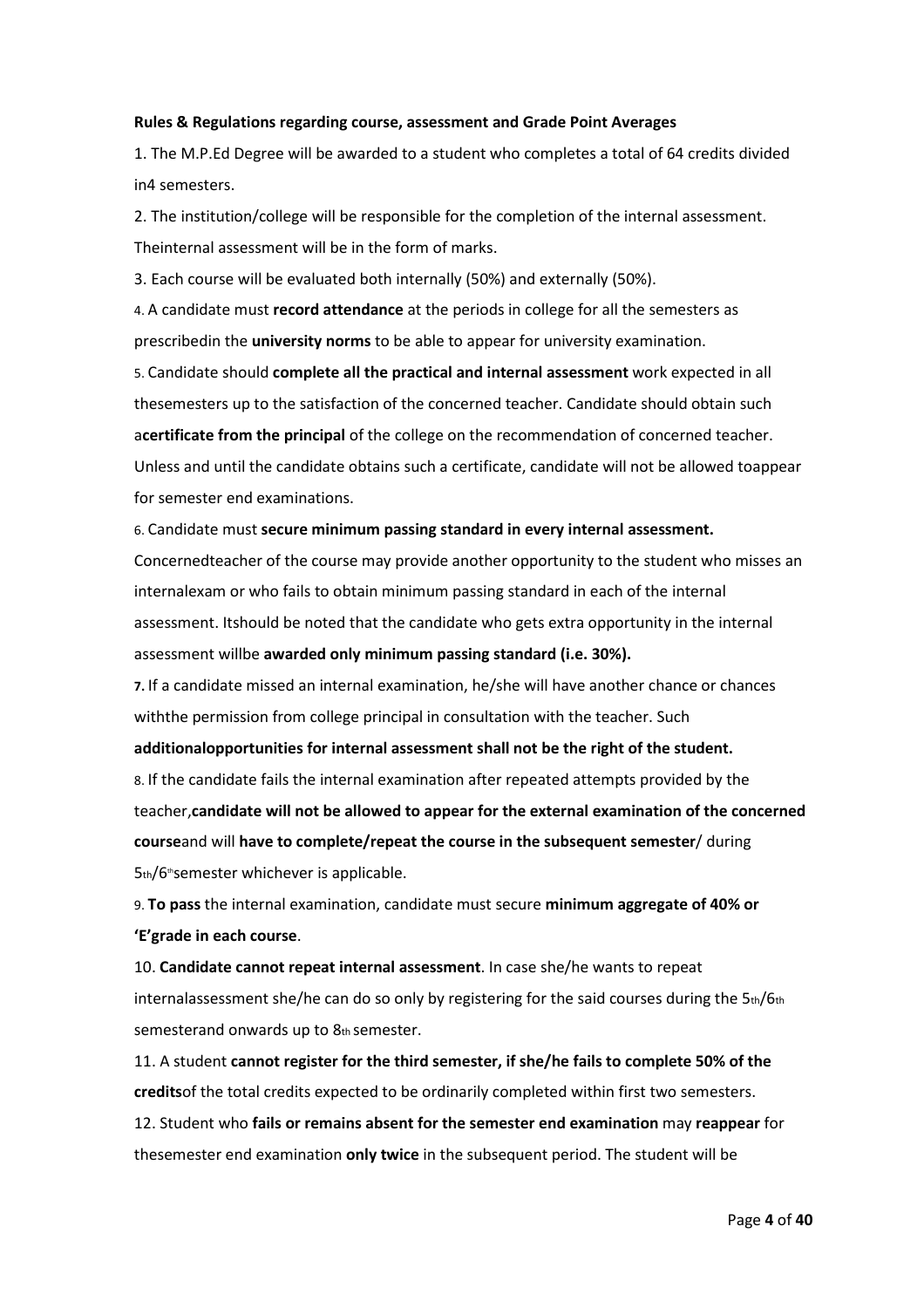**Rules & Regulations regarding course, assessment and Grade Point Averages**

1. The M.P.Ed Degree will be awarded to a student who completes a total of 64 credits divided in4 semesters.
2. The institution/college will be responsible for the completion of the internal assessment. Theinternal assessment will be in the form of marks.
3. Each course will be evaluated both internally (50%) and externally (50%).
4. A candidate must **record attendance** at the periods in college for all the semesters as prescribedin the **university norms** to be able to appear for university examination.
5. Candidate should **complete all the practical and internal assessment** work expected in all thesemesters up to the satisfaction of the concerned teacher. Candidate should obtain such a**certificate from the principal** of the college on the recommendation of concerned teacher. Unless and until the candidate obtains such a certificate, candidate will not be allowed toappear for semester end examinations.
6. Candidate must **secure minimum passing standard in every internal assessment.** Concernedteacher of the course may provide another opportunity to the student who misses an internalexam or who fails to obtain minimum passing standard in each of the internal assessment. Itshould be noted that the candidate who gets extra opportunity in the internal assessment willbe **awarded only minimum passing standard (i.e. 30%).**
7. If a candidate missed an internal examination, he/she will have another chance or chances withthe permission from college principal in consultation with the teacher. Such **additionalopportunities for internal assessment shall not be the right of the student.**
8. If the candidate fails the internal examination after repeated attempts provided by the teacher,**candidate will not be allowed to appear for the external examination of the concerned course**and will **have to complete/repeat the course in the subsequent semester**/ during 5th/6thsemester whichever is applicable.
9. **To pass** the internal examination, candidate must secure **minimum aggregate of 40% or 'E'grade in each course**.
10. **Candidate cannot repeat internal assessment**. In case she/he wants to repeat internalassessment she/he can do so only by registering for the said courses during the 5th/6th semesterand onwards up to 8th semester.
11. A student **cannot register for the third semester, if she/he fails to complete 50% of the credits**of the total credits expected to be ordinarily completed within first two semesters.
12. Student who **fails or remains absent for the semester end examination** may **reappear** for thesemester end examination **only twice** in the subsequent period. The student will be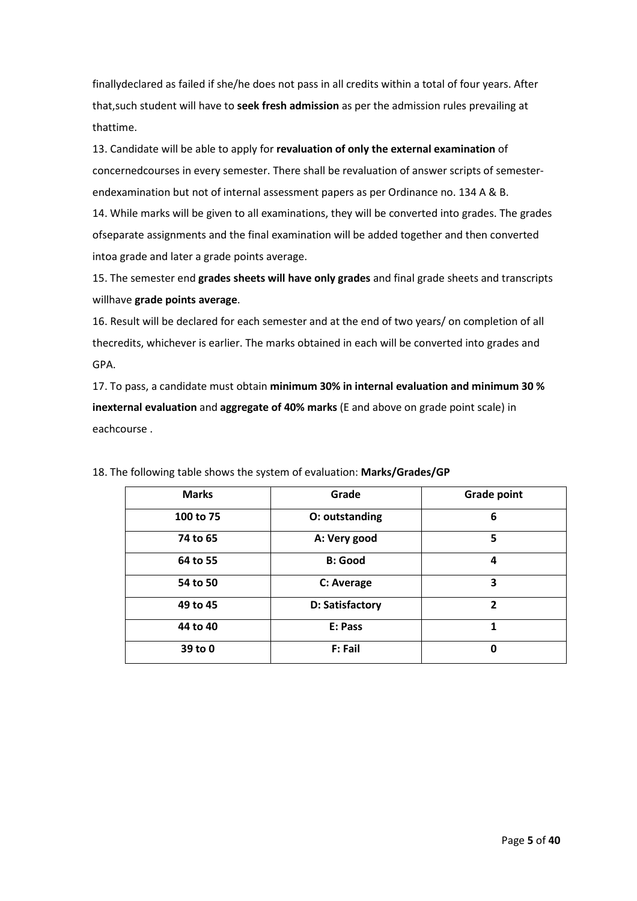finallydeclared as failed if she/he does not pass in all credits within a total of four years. After that,such student will have to **seek fresh admission** as per the admission rules prevailing at thattime.

13. Candidate will be able to apply for **revaluation of only the external examination** of concernedcourses in every semester. There shall be revaluation of answer scripts of semester-endexamination but not of internal assessment papers as per Ordinance no. 134 A & B.

14. While marks will be given to all examinations, they will be converted into grades. The grades ofseparate assignments and the final examination will be added together and then converted intoa grade and later a grade points average.

15. The semester end **grades sheets will have only grades** and final grade sheets and transcripts willhave **grade points average**.

16. Result will be declared for each semester and at the end of two years/ on completion of all thecredits, whichever is earlier. The marks obtained in each will be converted into grades and GPA.

17. To pass, a candidate must obtain **minimum 30% in internal evaluation and minimum 30 % inexternal evaluation** and **aggregate of 40% marks** (E and above on grade point scale) in eachcourse .

18. The following table shows the system of evaluation: **Marks/Grades/GP**

| Marks | Grade | Grade point |
|---|---|---|
| 100 to 75 | O: outstanding | 6 |
| 74 to 65 | A: Very good | 5 |
| 64 to 55 | B: Good | 4 |
| 54 to 50 | C: Average | 3 |
| 49 to 45 | D: Satisfactory | 2 |
| 44 to 40 | E: Pass | 1 |
| 39 to 0 | F: Fail | 0 |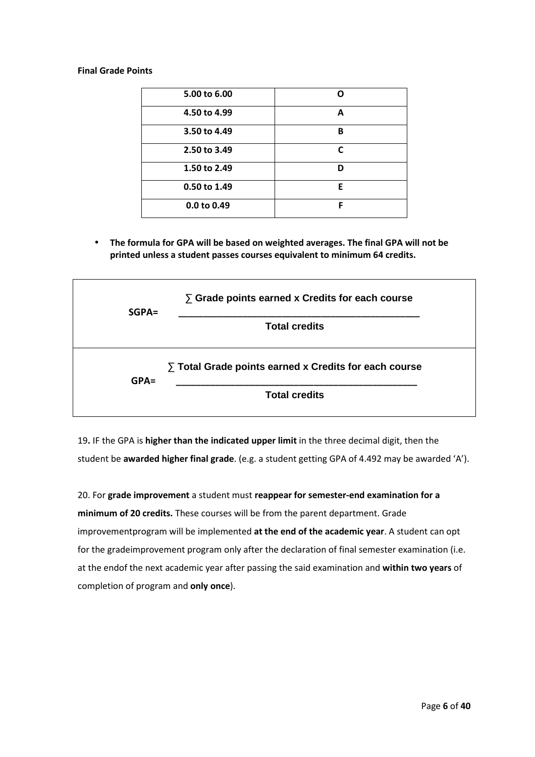**Final Grade Points**

| 5.00 to 6.00 | O |
|---|---|
| 4.50 to 4.99 | A |
| 3.50 to 4.49 | B |
| 2.50 to 3.49 | C |
| 1.50 to 2.49 | D |
| 0.50 to 1.49 | E |
| 0.0 to 0.49 | F |

- **The formula for GPA will be based on weighted averages. The final GPA will not be printed unless a student passes courses equivalent to minimum 64 credits.**

$$\text{SGPA} = \frac{\sum \text{Grade points earned x Credits for each course}}{\text{Total credits}}$$

$$\text{GPA} = \frac{\sum \text{Total Grade points earned x Credits for each course}}{\text{Total credits}}$$

19**.** IF the GPA is **higher than the indicated upper limit** in the three decimal digit, then the student be **awarded higher final grade**. (e.g. a student getting GPA of 4.492 may be awarded 'A').

20. For **grade improvement** a student must **reappear for semester-end examination for a minimum of 20 credits.** These courses will be from the parent department. Grade improvementprogram will be implemented **at the end of the academic year**. A student can opt for the gradeimprovement program only after the declaration of final semester examination (i.e. at the endof the next academic year after passing the said examination and **within two years** of completion of program and **only once**).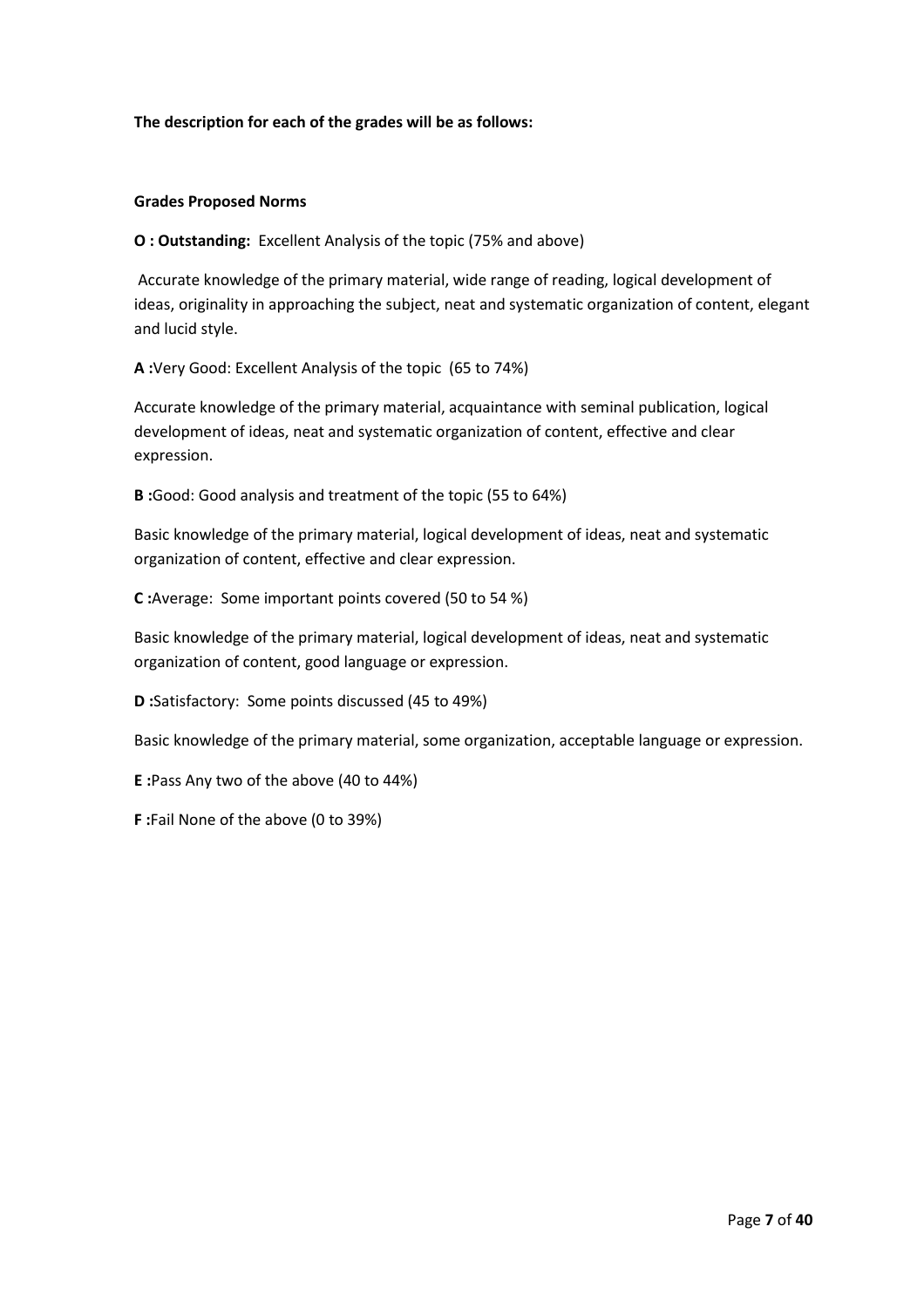**The description for each of the grades will be as follows:**

**Grades Proposed Norms**

**O : Outstanding:** Excellent Analysis of the topic (75% and above)

Accurate knowledge of the primary material, wide range of reading, logical development of ideas, originality in approaching the subject, neat and systematic organization of content, elegant and lucid style.

**A :**Very Good: Excellent Analysis of the topic (65 to 74%)

Accurate knowledge of the primary material, acquaintance with seminal publication, logical development of ideas, neat and systematic organization of content, effective and clear expression.

**B :**Good: Good analysis and treatment of the topic (55 to 64%)

Basic knowledge of the primary material, logical development of ideas, neat and systematic organization of content, effective and clear expression.

**C :**Average: Some important points covered (50 to 54 %)

Basic knowledge of the primary material, logical development of ideas, neat and systematic organization of content, good language or expression.

**D :**Satisfactory: Some points discussed (45 to 49%)

Basic knowledge of the primary material, some organization, acceptable language or expression.

**E :**Pass Any two of the above (40 to 44%)

**F :**Fail None of the above (0 to 39%)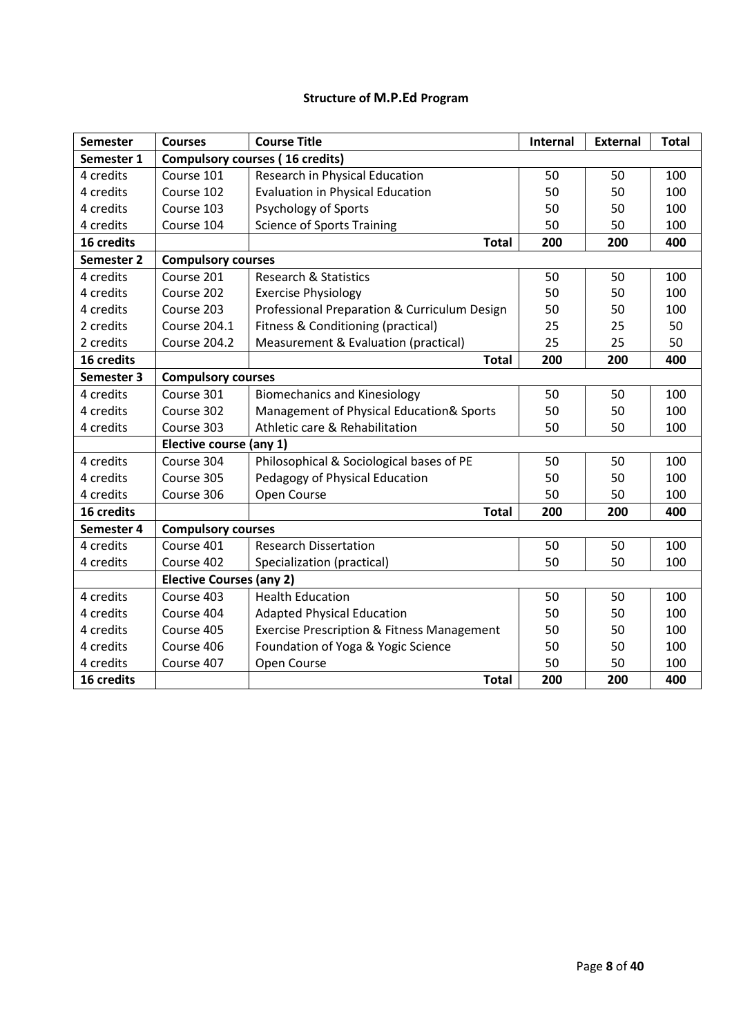### Structure of M.P.Ed Program

| Semester | Courses | Course Title | Internal | External | Total |
|---|---|---|---|---|---|
| **Semester 1** | **Compulsory courses ( 16 credits)** | | | | |
| 4 credits | Course 101 | Research in Physical Education | 50 | 50 | 100 |
| 4 credits | Course 102 | Evaluation in Physical Education | 50 | 50 | 100 |
| 4 credits | Course 103 | Psychology of Sports | 50 | 50 | 100 |
| 4 credits | Course 104 | Science of Sports Training | 50 | 50 | 100 |
| **16 credits** | | **Total** | **200** | **200** | **400** |
| **Semester 2** | **Compulsory courses** | | | | |
| 4 credits | Course 201 | Research & Statistics | 50 | 50 | 100 |
| 4 credits | Course 202 | Exercise Physiology | 50 | 50 | 100 |
| 4 credits | Course 203 | Professional Preparation & Curriculum Design | 50 | 50 | 100 |
| 2 credits | Course 204.1 | Fitness & Conditioning (practical) | 25 | 25 | 50 |
| 2 credits | Course 204.2 | Measurement & Evaluation (practical) | 25 | 25 | 50 |
| **16 credits** | | **Total** | **200** | **200** | **400** |
| **Semester 3** | **Compulsory courses** | | | | |
| 4 credits | Course 301 | Biomechanics and Kinesiology | 50 | 50 | 100 |
| 4 credits | Course 302 | Management of Physical Education& Sports | 50 | 50 | 100 |
| 4 credits | Course 303 | Athletic care & Rehabilitation | 50 | 50 | 100 |
| | **Elective course (any 1)** | | | | |
| 4 credits | Course 304 | Philosophical & Sociological bases of PE | 50 | 50 | 100 |
| 4 credits | Course 305 | Pedagogy of Physical Education | 50 | 50 | 100 |
| 4 credits | Course 306 | Open Course | 50 | 50 | 100 |
| **16 credits** | | **Total** | **200** | **200** | **400** |
| **Semester 4** | **Compulsory courses** | | | | |
| 4 credits | Course 401 | Research Dissertation | 50 | 50 | 100 |
| 4 credits | Course 402 | Specialization (practical) | 50 | 50 | 100 |
| | **Elective Courses (any 2)** | | | | |
| 4 credits | Course 403 | Health Education | 50 | 50 | 100 |
| 4 credits | Course 404 | Adapted Physical Education | 50 | 50 | 100 |
| 4 credits | Course 405 | Exercise Prescription & Fitness Management | 50 | 50 | 100 |
| 4 credits | Course 406 | Foundation of Yoga & Yogic Science | 50 | 50 | 100 |
| 4 credits | Course 407 | Open Course | 50 | 50 | 100 |
| **16 credits** | | **Total** | **200** | **200** | **400** |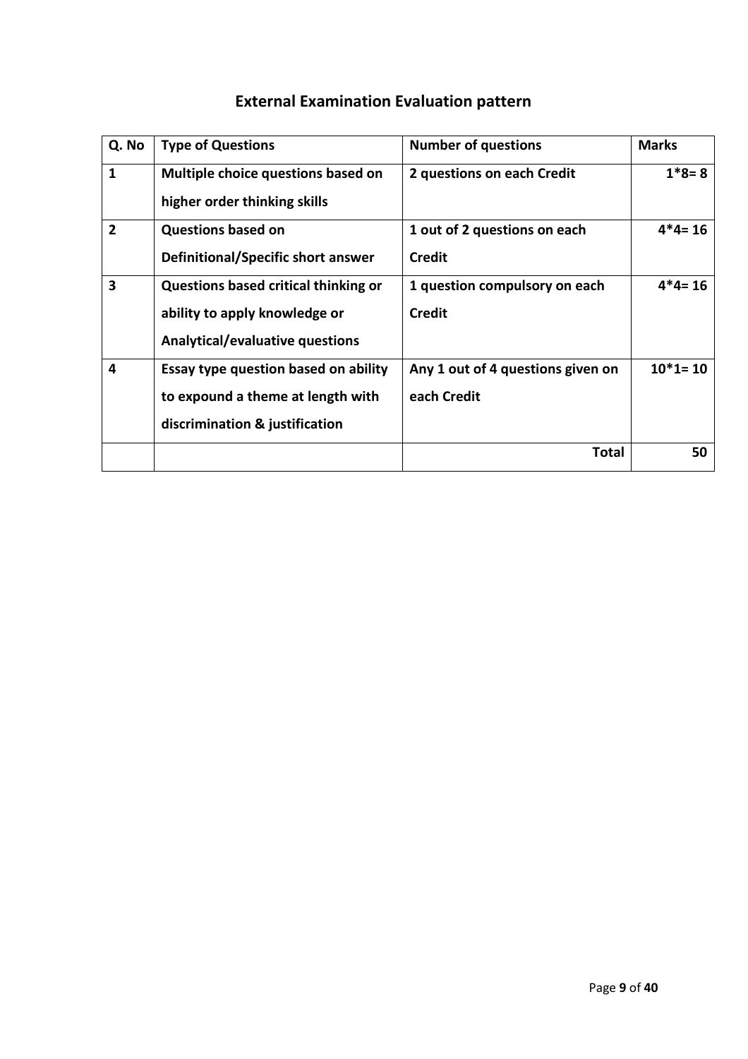## External Examination Evaluation pattern

| Q. No | Type of Questions | Number of questions | Marks |
|---|---|---|---|
| 1 | Multiple choice questions based on higher order thinking skills | 2 questions on each Credit | 1*8= 8 |
| 2 | Questions based on Definitional/Specific short answer | 1 out of 2 questions on each Credit | 4*4= 16 |
| 3 | Questions based critical thinking or ability to apply knowledge or Analytical/evaluative questions | 1 question compulsory on each Credit | 4*4= 16 |
| 4 | Essay type question based on ability to expound a theme at length with discrimination & justification | Any 1 out of 4 questions given on each Credit | 10*1= 10 |
| | | **Total** | **50** |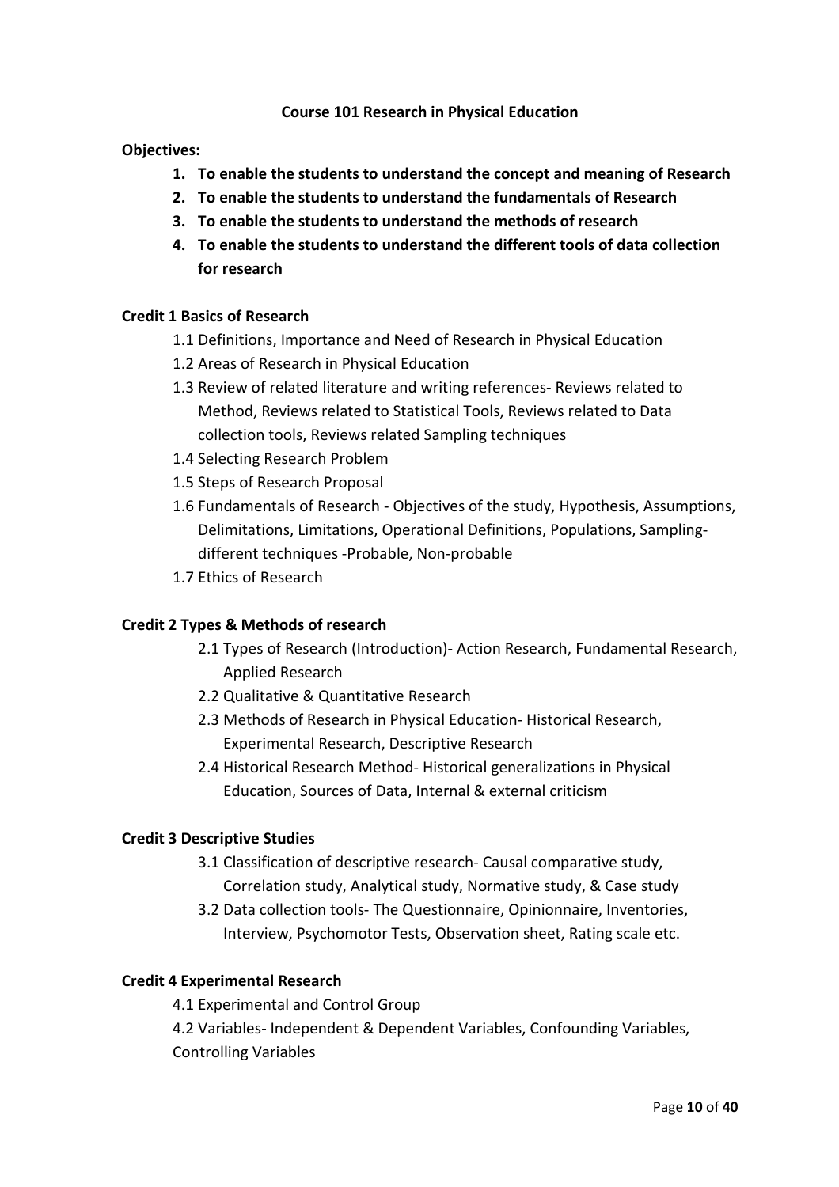## Course 101 Research in Physical Education

**Objectives:**

1. **To enable the students to understand the concept and meaning of Research**
2. **To enable the students to understand the fundamentals of Research**
3. **To enable the students to understand the methods of research**
4. **To enable the students to understand the different tools of data collection for research**

**Credit 1 Basics of Research**

- 1.1 Definitions, Importance and Need of Research in Physical Education
- 1.2 Areas of Research in Physical Education
- 1.3 Review of related literature and writing references- Reviews related to Method, Reviews related to Statistical Tools, Reviews related to Data collection tools, Reviews related Sampling techniques
- 1.4 Selecting Research Problem
- 1.5 Steps of Research Proposal
- 1.6 Fundamentals of Research - Objectives of the study, Hypothesis, Assumptions, Delimitations, Limitations, Operational Definitions, Populations, Sampling-different techniques -Probable, Non-probable
- 1.7 Ethics of Research

**Credit 2 Types & Methods of research**

- 2.1 Types of Research (Introduction)- Action Research, Fundamental Research, Applied Research
- 2.2 Qualitative & Quantitative Research
- 2.3 Methods of Research in Physical Education- Historical Research, Experimental Research, Descriptive Research
- 2.4 Historical Research Method- Historical generalizations in Physical Education, Sources of Data, Internal & external criticism

**Credit 3 Descriptive Studies**

- 3.1 Classification of descriptive research- Causal comparative study, Correlation study, Analytical study, Normative study, & Case study
- 3.2 Data collection tools- The Questionnaire, Opinionnaire, Inventories, Interview, Psychomotor Tests, Observation sheet, Rating scale etc.

**Credit 4 Experimental Research**

- 4.1 Experimental and Control Group
- 4.2 Variables- Independent & Dependent Variables, Confounding Variables, Controlling Variables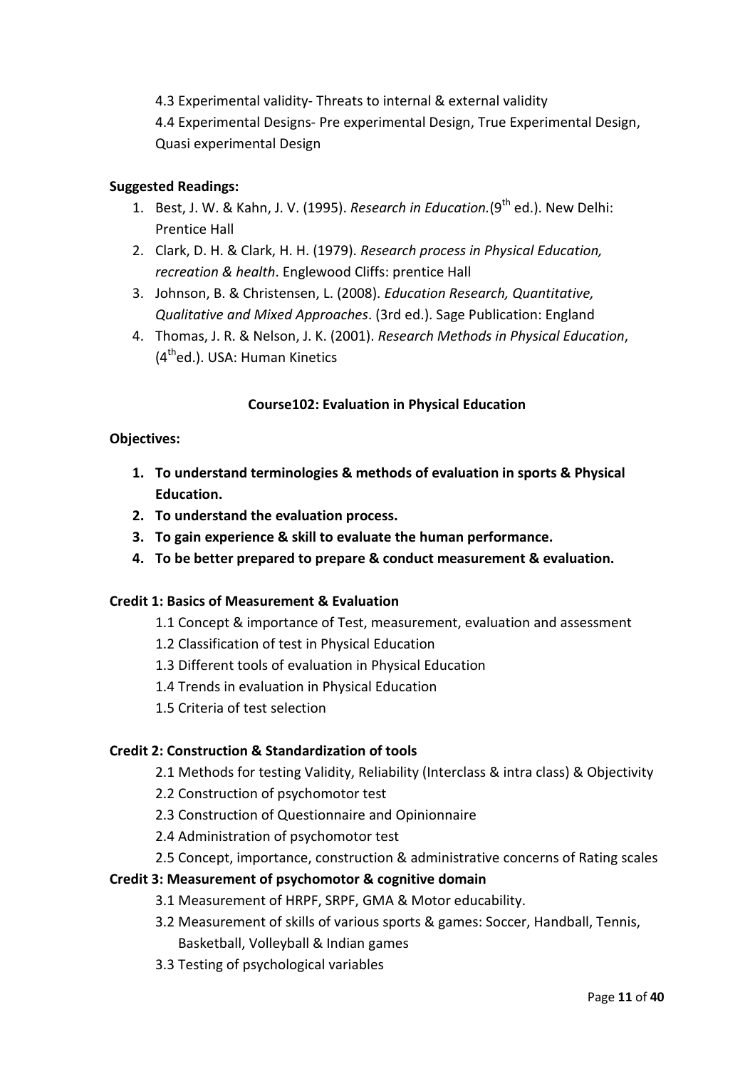4.3 Experimental validity- Threats to internal & external validity

4.4 Experimental Designs- Pre experimental Design, True Experimental Design, Quasi experimental Design

**Suggested Readings:**

1. Best, J. W. & Kahn, J. V. (1995). *Research in Education.*(9th ed.). New Delhi: Prentice Hall
2. Clark, D. H. & Clark, H. H. (1979). *Research process in Physical Education, recreation & health*. Englewood Cliffs: prentice Hall
3. Johnson, B. & Christensen, L. (2008). *Education Research, Quantitative, Qualitative and Mixed Approaches*. (3rd ed.). Sage Publication: England
4. Thomas, J. R. & Nelson, J. K. (2001). *Research Methods in Physical Education*, (4thed.). USA: Human Kinetics

## Course102: Evaluation in Physical Education

**Objectives:**

1. **To understand terminologies & methods of evaluation in sports & Physical Education.**
2. **To understand the evaluation process.**
3. **To gain experience & skill to evaluate the human performance.**
4. **To be better prepared to prepare & conduct measurement & evaluation.**

**Credit 1: Basics of Measurement & Evaluation**

1.1 Concept & importance of Test, measurement, evaluation and assessment

1.2 Classification of test in Physical Education

1.3 Different tools of evaluation in Physical Education

1.4 Trends in evaluation in Physical Education

1.5 Criteria of test selection

**Credit 2: Construction & Standardization of tools**

2.1 Methods for testing Validity, Reliability (Interclass & intra class) & Objectivity

2.2 Construction of psychomotor test

2.3 Construction of Questionnaire and Opinionnaire

2.4 Administration of psychomotor test

2.5 Concept, importance, construction & administrative concerns of Rating scales

**Credit 3: Measurement of psychomotor & cognitive domain**

3.1 Measurement of HRPF, SRPF, GMA & Motor educability.

3.2 Measurement of skills of various sports & games: Soccer, Handball, Tennis, Basketball, Volleyball & Indian games

3.3 Testing of psychological variables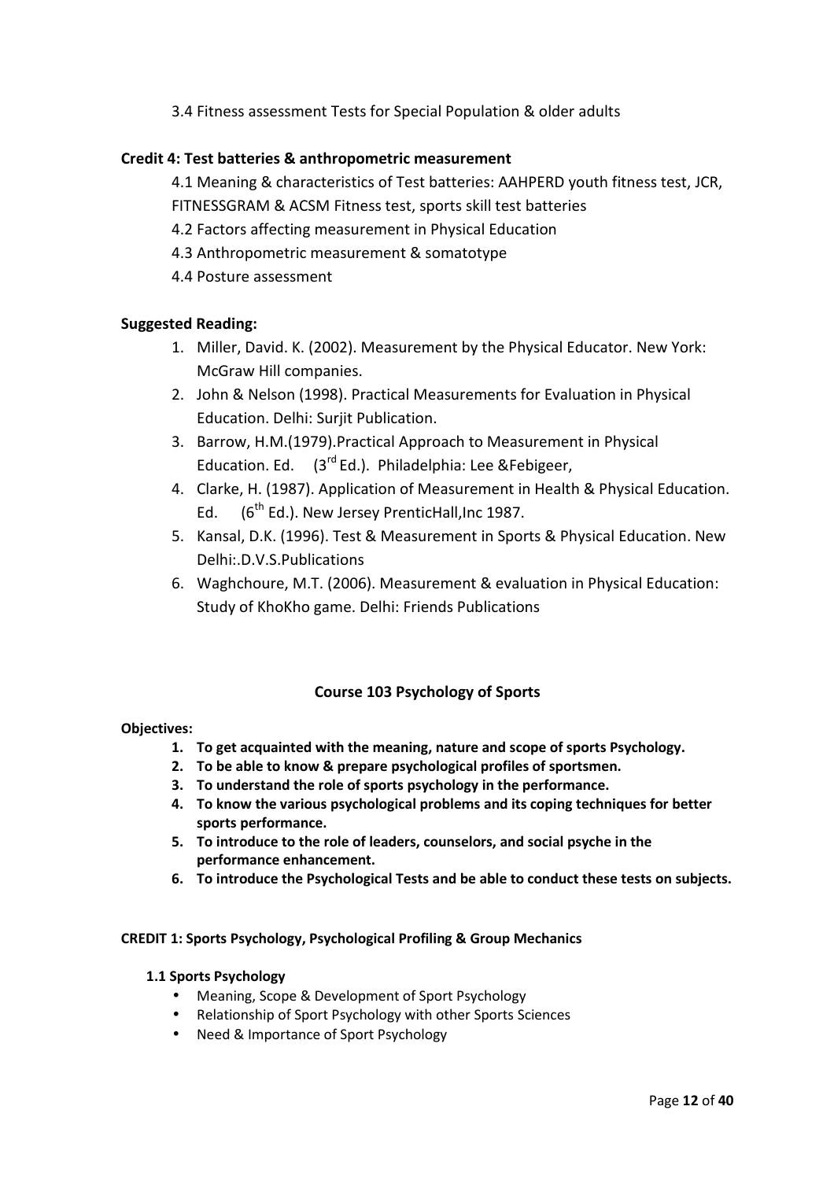3.4 Fitness assessment Tests for Special Population & older adults

**Credit 4: Test batteries & anthropometric measurement**

4.1 Meaning & characteristics of Test batteries: AAHPERD youth fitness test, JCR, FITNESSGRAM & ACSM Fitness test, sports skill test batteries

4.2 Factors affecting measurement in Physical Education

4.3 Anthropometric measurement & somatotype

4.4 Posture assessment

**Suggested Reading:**

1. Miller, David. K. (2002). Measurement by the Physical Educator. New York: McGraw Hill companies.
2. John & Nelson (1998). Practical Measurements for Evaluation in Physical Education. Delhi: Surjit Publication.
3. Barrow, H.M.(1979).Practical Approach to Measurement in Physical Education. Ed. (3rd Ed.). Philadelphia: Lee &Febigeer,
4. Clarke, H. (1987). Application of Measurement in Health & Physical Education. Ed. (6th Ed.). New Jersey PrenticHall,Inc 1987.
5. Kansal, D.K. (1996). Test & Measurement in Sports & Physical Education. New Delhi:.D.V.S.Publications
6. Waghchoure, M.T. (2006). Measurement & evaluation in Physical Education: Study of KhoKho game. Delhi: Friends Publications

## Course 103 Psychology of Sports

**Objectives:**

1. **To get acquainted with the meaning, nature and scope of sports Psychology.**
2. **To be able to know & prepare psychological profiles of sportsmen.**
3. **To understand the role of sports psychology in the performance.**
4. **To know the various psychological problems and its coping techniques for better sports performance.**
5. **To introduce to the role of leaders, counselors, and social psyche in the performance enhancement.**
6. **To introduce the Psychological Tests and be able to conduct these tests on subjects.**

**CREDIT 1: Sports Psychology, Psychological Profiling & Group Mechanics**

**1.1 Sports Psychology**

- Meaning, Scope & Development of Sport Psychology
- Relationship of Sport Psychology with other Sports Sciences
- Need & Importance of Sport Psychology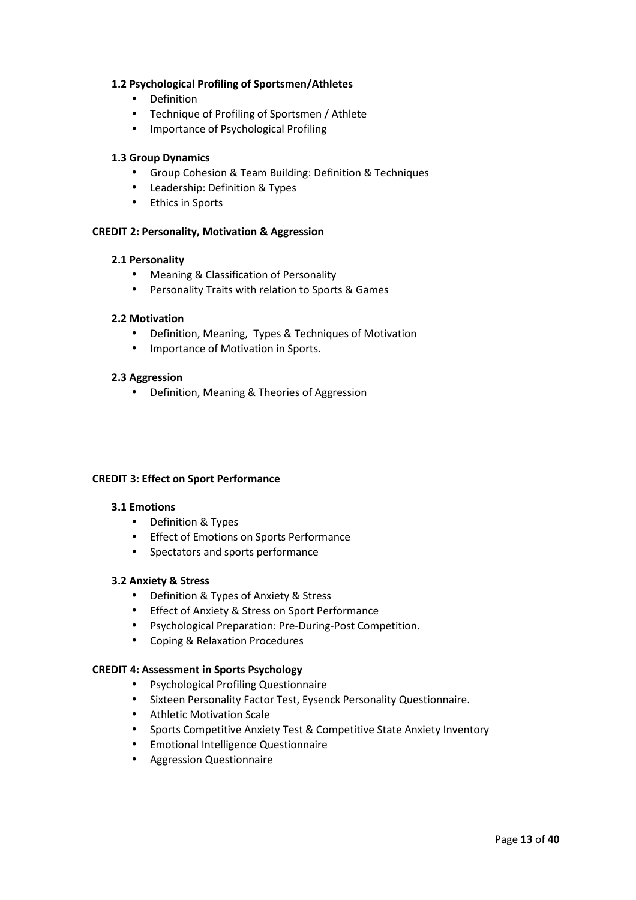### 1.2 Psychological Profiling of Sportsmen/Athletes

- Definition
- Technique of Profiling of Sportsmen / Athlete
- Importance of Psychological Profiling

### 1.3 Group Dynamics

- Group Cohesion & Team Building: Definition & Techniques
- Leadership: Definition & Types
- Ethics in Sports

## CREDIT 2: Personality, Motivation & Aggression

### 2.1 Personality

- Meaning & Classification of Personality
- Personality Traits with relation to Sports & Games

### 2.2 Motivation

- Definition, Meaning, Types & Techniques of Motivation
- Importance of Motivation in Sports.

### 2.3 Aggression

- Definition, Meaning & Theories of Aggression

## CREDIT 3: Effect on Sport Performance

### 3.1 Emotions

- Definition & Types
- Effect of Emotions on Sports Performance
- Spectators and sports performance

### 3.2 Anxiety & Stress

- Definition & Types of Anxiety & Stress
- Effect of Anxiety & Stress on Sport Performance
- Psychological Preparation: Pre-During-Post Competition.
- Coping & Relaxation Procedures

## CREDIT 4: Assessment in Sports Psychology

- Psychological Profiling Questionnaire
- Sixteen Personality Factor Test, Eysenck Personality Questionnaire.
- Athletic Motivation Scale
- Sports Competitive Anxiety Test & Competitive State Anxiety Inventory
- Emotional Intelligence Questionnaire
- Aggression Questionnaire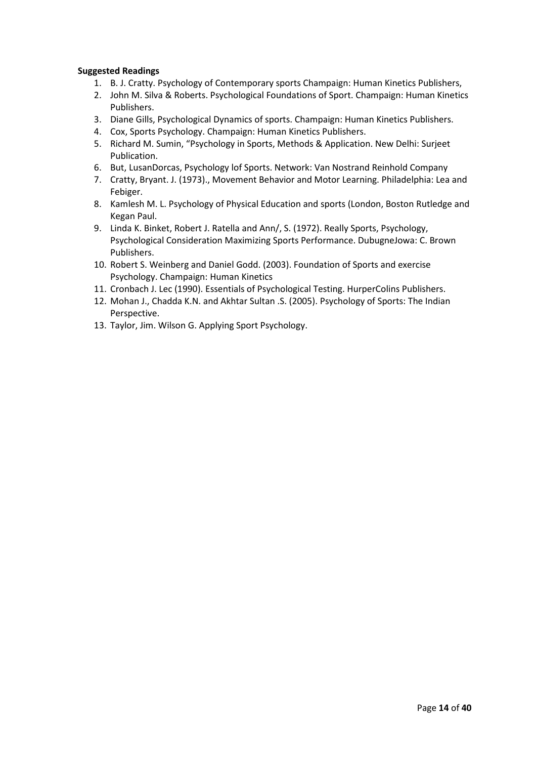**Suggested Readings**

1. B. J. Cratty. Psychology of Contemporary sports Champaign: Human Kinetics Publishers,
2. John M. Silva & Roberts. Psychological Foundations of Sport. Champaign: Human Kinetics Publishers.
3. Diane Gills, Psychological Dynamics of sports. Champaign: Human Kinetics Publishers.
4. Cox, Sports Psychology. Champaign: Human Kinetics Publishers.
5. Richard M. Sumin, "Psychology in Sports, Methods & Application. New Delhi: Surjeet Publication.
6. But, LusanDorcas, Psychology lof Sports. Network: Van Nostrand Reinhold Company
7. Cratty, Bryant. J. (1973)., Movement Behavior and Motor Learning. Philadelphia: Lea and Febiger.
8. Kamlesh M. L. Psychology of Physical Education and sports (London, Boston Rutledge and Kegan Paul.
9. Linda K. Binket, Robert J. Ratella and Ann/, S. (1972). Really Sports, Psychology, Psychological Consideration Maximizing Sports Performance. DubugneJowa: C. Brown Publishers.
10. Robert S. Weinberg and Daniel Godd. (2003). Foundation of Sports and exercise Psychology. Champaign: Human Kinetics
11. Cronbach J. Lec (1990). Essentials of Psychological Testing. HurperColins Publishers.
12. Mohan J., Chadda K.N. and Akhtar Sultan .S. (2005). Psychology of Sports: The Indian Perspective.
13. Taylor, Jim. Wilson G. Applying Sport Psychology.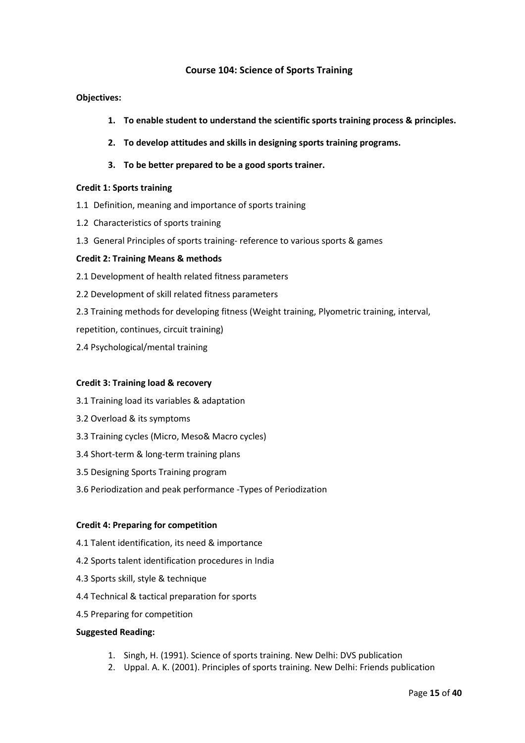# Course 104: Science of Sports Training

**Objectives:**

1. **To enable student to understand the scientific sports training process & principles.**
2. **To develop attitudes and skills in designing sports training programs.**
3. **To be better prepared to be a good sports trainer.**

**Credit 1: Sports training**

1.1 Definition, meaning and importance of sports training

1.2 Characteristics of sports training

1.3 General Principles of sports training- reference to various sports & games

**Credit 2: Training Means & methods**

2.1 Development of health related fitness parameters

2.2 Development of skill related fitness parameters

2.3 Training methods for developing fitness (Weight training, Plyometric training, interval, repetition, continues, circuit training)

2.4 Psychological/mental training

**Credit 3: Training load & recovery**

3.1 Training load its variables & adaptation

3.2 Overload & its symptoms

3.3 Training cycles (Micro, Meso& Macro cycles)

3.4 Short-term & long-term training plans

3.5 Designing Sports Training program

3.6 Periodization and peak performance -Types of Periodization

**Credit 4: Preparing for competition**

4.1 Talent identification, its need & importance

4.2 Sports talent identification procedures in India

4.3 Sports skill, style & technique

4.4 Technical & tactical preparation for sports

4.5 Preparing for competition

**Suggested Reading:**

1. Singh, H. (1991). Science of sports training. New Delhi: DVS publication
2. Uppal. A. K. (2001). Principles of sports training. New Delhi: Friends publication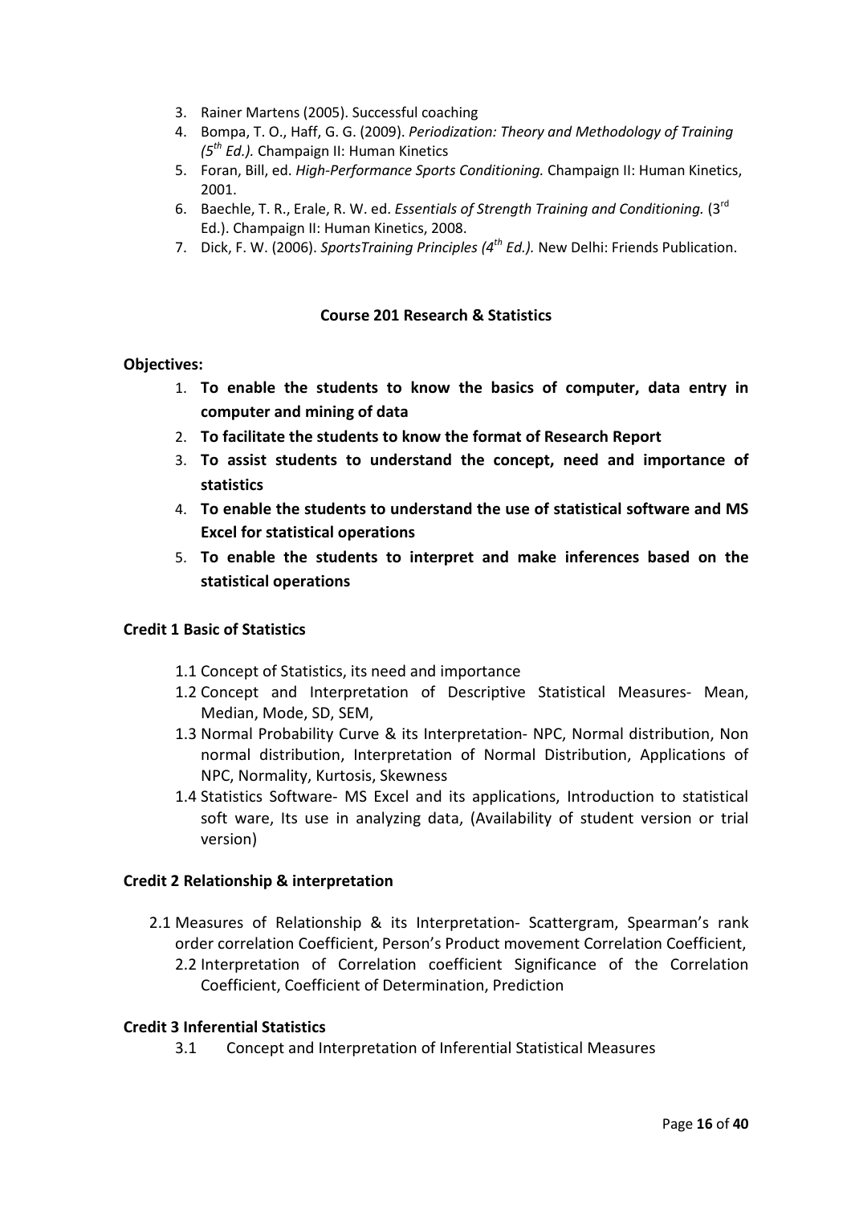3. Rainer Martens (2005). Successful coaching
4. Bompa, T. O., Haff, G. G. (2009). *Periodization: Theory and Methodology of Training (5th Ed.).* Champaign Il: Human Kinetics
5. Foran, Bill, ed. *High-Performance Sports Conditioning.* Champaign Il: Human Kinetics, 2001.
6. Baechle, T. R., Erale, R. W. ed. *Essentials of Strength Training and Conditioning.* (3rd Ed.). Champaign Il: Human Kinetics, 2008.
7. Dick, F. W. (2006). *SportsTraining Principles (4th Ed.).* New Delhi: Friends Publication.

## Course 201 Research & Statistics

**Objectives:**

1. **To enable the students to know the basics of computer, data entry in computer and mining of data**
2. **To facilitate the students to know the format of Research Report**
3. **To assist students to understand the concept, need and importance of statistics**
4. **To enable the students to understand the use of statistical software and MS Excel for statistical operations**
5. **To enable the students to interpret and make inferences based on the statistical operations**

### Credit 1 Basic of Statistics

1.1 Concept of Statistics, its need and importance

1.2 Concept and Interpretation of Descriptive Statistical Measures- Mean, Median, Mode, SD, SEM,

1.3 Normal Probability Curve & its Interpretation- NPC, Normal distribution, Non normal distribution, Interpretation of Normal Distribution, Applications of NPC, Normality, Kurtosis, Skewness

1.4 Statistics Software- MS Excel and its applications, Introduction to statistical soft ware, Its use in analyzing data, (Availability of student version or trial version)

### Credit 2 Relationship & interpretation

2.1 Measures of Relationship & its Interpretation- Scattergram, Spearman's rank order correlation Coefficient, Person's Product movement Correlation Coefficient,

2.2 Interpretation of Correlation coefficient Significance of the Correlation Coefficient, Coefficient of Determination, Prediction

### Credit 3 Inferential Statistics

3.1 Concept and Interpretation of Inferential Statistical Measures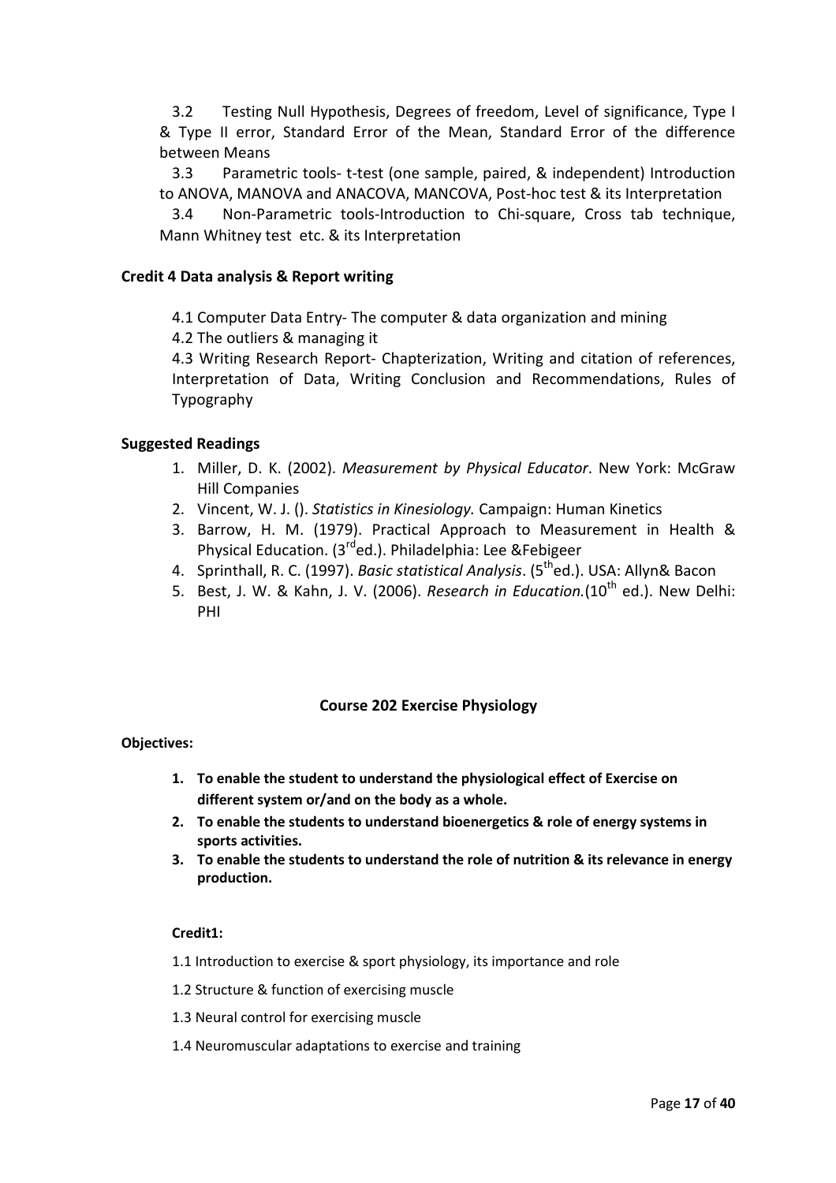3.2 Testing Null Hypothesis, Degrees of freedom, Level of significance, Type I & Type II error, Standard Error of the Mean, Standard Error of the difference between Means

3.3 Parametric tools- t-test (one sample, paired, & independent) Introduction to ANOVA, MANOVA and ANACOVA, MANCOVA, Post-hoc test & its Interpretation

3.4 Non-Parametric tools-Introduction to Chi-square, Cross tab technique, Mann Whitney test etc. & its Interpretation

**Credit 4 Data analysis & Report writing**

4.1 Computer Data Entry- The computer & data organization and mining

4.2 The outliers & managing it

4.3 Writing Research Report- Chapterization, Writing and citation of references, Interpretation of Data, Writing Conclusion and Recommendations, Rules of Typography

**Suggested Readings**

1. Miller, D. K. (2002). *Measurement by Physical Educator*. New York: McGraw Hill Companies
2. Vincent, W. J. (). *Statistics in Kinesiology.* Campaign: Human Kinetics
3. Barrow, H. M. (1979). Practical Approach to Measurement in Health & Physical Education. (3rded.). Philadelphia: Lee &Febigeer
4. Sprinthall, R. C. (1997). *Basic statistical Analysis*. (5thed.). USA: Allyn& Bacon
5. Best, J. W. & Kahn, J. V. (2006). *Research in Education.*(10th ed.). New Delhi: PHI

## Course 202 Exercise Physiology

**Objectives:**

1. **To enable the student to understand the physiological effect of Exercise on different system or/and on the body as a whole.**
2. **To enable the students to understand bioenergetics & role of energy systems in sports activities.**
3. **To enable the students to understand the role of nutrition & its relevance in energy production.**

**Credit1:**

1.1 Introduction to exercise & sport physiology, its importance and role

1.2 Structure & function of exercising muscle

1.3 Neural control for exercising muscle

1.4 Neuromuscular adaptations to exercise and training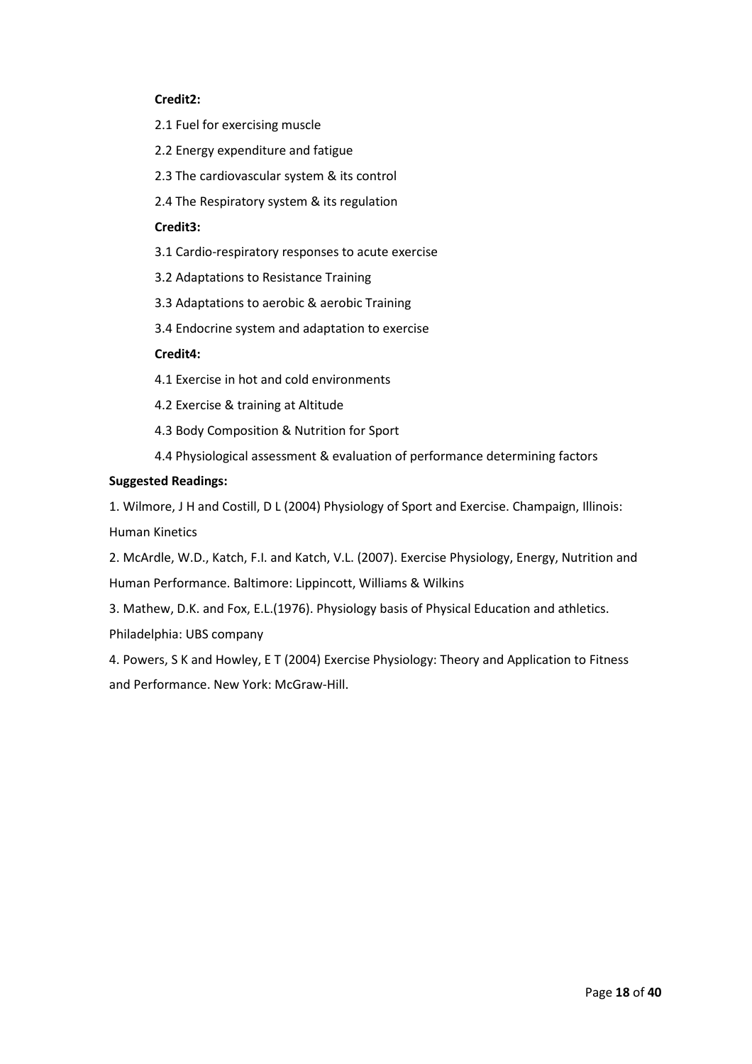**Credit2:**

2.1 Fuel for exercising muscle

2.2 Energy expenditure and fatigue

2.3 The cardiovascular system & its control

2.4 The Respiratory system & its regulation

**Credit3:**

3.1 Cardio-respiratory responses to acute exercise

3.2 Adaptations to Resistance Training

3.3 Adaptations to aerobic & aerobic Training

3.4 Endocrine system and adaptation to exercise

**Credit4:**

4.1 Exercise in hot and cold environments

4.2 Exercise & training at Altitude

4.3 Body Composition & Nutrition for Sport

4.4 Physiological assessment & evaluation of performance determining factors

**Suggested Readings:**

1. Wilmore, J H and Costill, D L (2004) Physiology of Sport and Exercise. Champaign, Illinois: Human Kinetics
2. McArdle, W.D., Katch, F.I. and Katch, V.L. (2007). Exercise Physiology, Energy, Nutrition and Human Performance. Baltimore: Lippincott, Williams & Wilkins
3. Mathew, D.K. and Fox, E.L.(1976). Physiology basis of Physical Education and athletics. Philadelphia: UBS company
4. Powers, S K and Howley, E T (2004) Exercise Physiology: Theory and Application to Fitness and Performance. New York: McGraw-Hill.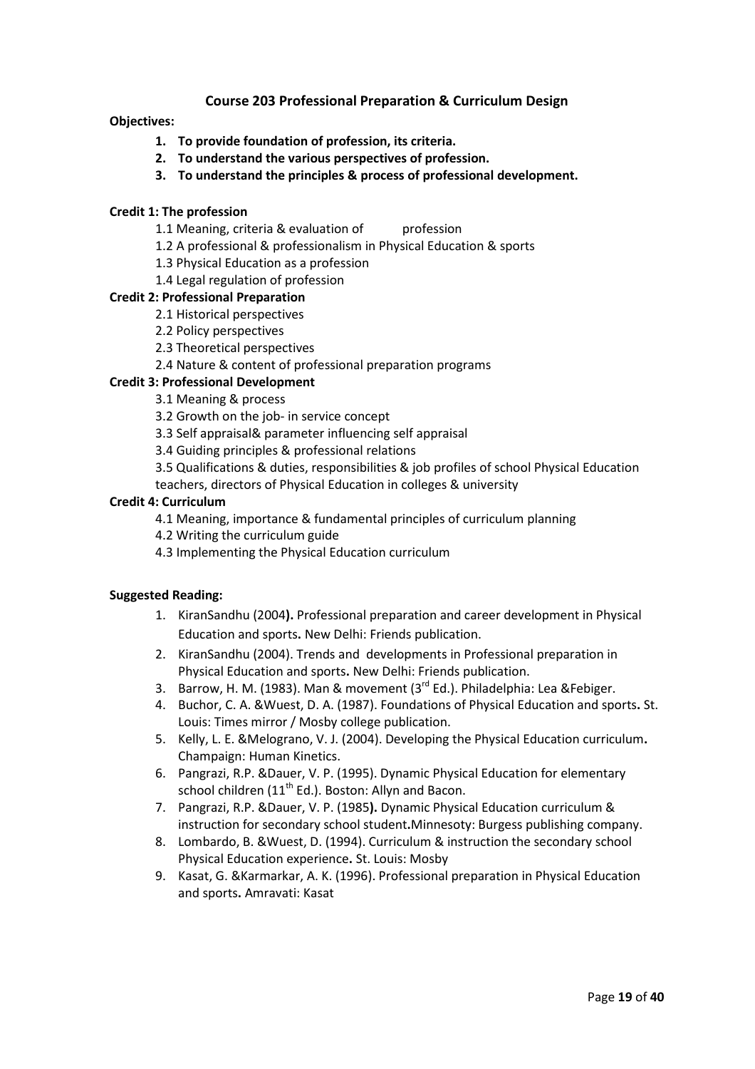## Course 203 Professional Preparation & Curriculum Design

**Objectives:**

1. **To provide foundation of profession, its criteria.**
2. **To understand the various perspectives of profession.**
3. **To understand the principles & process of professional development.**

**Credit 1: The profession**

1.1 Meaning, criteria & evaluation of profession

1.2 A professional & professionalism in Physical Education & sports

1.3 Physical Education as a profession

1.4 Legal regulation of profession

**Credit 2: Professional Preparation**

2.1 Historical perspectives

2.2 Policy perspectives

2.3 Theoretical perspectives

2.4 Nature & content of professional preparation programs

**Credit 3: Professional Development**

3.1 Meaning & process

3.2 Growth on the job- in service concept

3.3 Self appraisal& parameter influencing self appraisal

3.4 Guiding principles & professional relations

3.5 Qualifications & duties, responsibilities & job profiles of school Physical Education teachers, directors of Physical Education in colleges & university

**Credit 4: Curriculum**

4.1 Meaning, importance & fundamental principles of curriculum planning

4.2 Writing the curriculum guide

4.3 Implementing the Physical Education curriculum

**Suggested Reading:**

1. KiranSandhu (2004**).** Professional preparation and career development in Physical Education and sports**.** New Delhi: Friends publication.
2. KiranSandhu (2004). Trends and developments in Professional preparation in Physical Education and sports**.** New Delhi: Friends publication.
3. Barrow, H. M. (1983). Man & movement (3rd Ed.). Philadelphia: Lea &Febiger.
4. Buchor, C. A. &Wuest, D. A. (1987). Foundations of Physical Education and sports**.** St. Louis: Times mirror / Mosby college publication.
5. Kelly, L. E. &Melograno, V. J. (2004). Developing the Physical Education curriculum**.** Champaign: Human Kinetics.
6. Pangrazi, R.P. &Dauer, V. P. (1995). Dynamic Physical Education for elementary school children (11th Ed.). Boston: Allyn and Bacon.
7. Pangrazi, R.P. &Dauer, V. P. (1985**).** Dynamic Physical Education curriculum & instruction for secondary school student**.**Minnesoty: Burgess publishing company.
8. Lombardo, B. &Wuest, D. (1994). Curriculum & instruction the secondary school Physical Education experience**.** St. Louis: Mosby
9. Kasat, G. &Karmarkar, A. K. (1996). Professional preparation in Physical Education and sports**.** Amravati: Kasat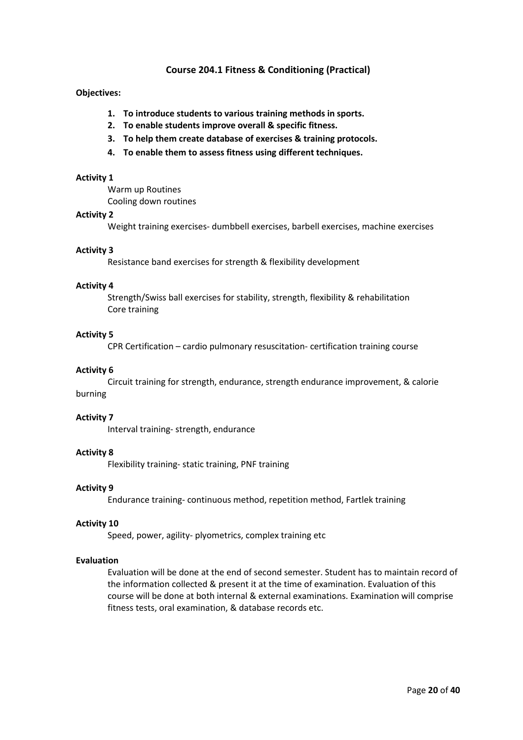## Course 204.1 Fitness & Conditioning (Practical)

**Objectives:**

1. **To introduce students to various training methods in sports.**
2. **To enable students improve overall & specific fitness.**
3. **To help them create database of exercises & training protocols.**
4. **To enable them to assess fitness using different techniques.**

**Activity 1**

Warm up Routines
Cooling down routines

**Activity 2**

Weight training exercises- dumbbell exercises, barbell exercises, machine exercises

**Activity 3**

Resistance band exercises for strength & flexibility development

**Activity 4**

Strength/Swiss ball exercises for stability, strength, flexibility & rehabilitation
Core training

**Activity 5**

CPR Certification – cardio pulmonary resuscitation- certification training course

**Activity 6**

Circuit training for strength, endurance, strength endurance improvement, & calorie burning

**Activity 7**

Interval training- strength, endurance

**Activity 8**

Flexibility training- static training, PNF training

**Activity 9**

Endurance training- continuous method, repetition method, Fartlek training

**Activity 10**

Speed, power, agility- plyometrics, complex training etc

**Evaluation**

Evaluation will be done at the end of second semester. Student has to maintain record of the information collected & present it at the time of examination. Evaluation of this course will be done at both internal & external examinations. Examination will comprise fitness tests, oral examination, & database records etc.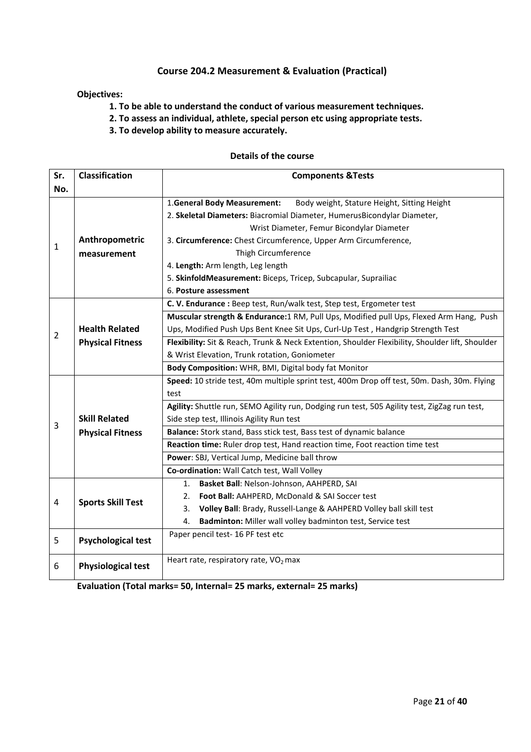## Course 204.2 Measurement & Evaluation (Practical)

**Objectives:**

1. **To be able to understand the conduct of various measurement techniques.**
2. **To assess an individual, athlete, special person etc using appropriate tests.**
3. **To develop ability to measure accurately.**

**Details of the course**

| Sr. No. | Classification | Components &Tests |
|---|---|---|
| 1 | **Anthropometric measurement** | 1.**General Body Measurement:** Body weight, Stature Height, Sitting Height<br>2. **Skeletal Diameters:** Biacromial Diameter, HumerusBicondylar Diameter, Wrist Diameter, Femur Bicondylar Diameter<br>3. **Circumference:** Chest Circumference, Upper Arm Circumference, Thigh Circumference<br>4. **Length:** Arm length, Leg length<br>5. **SkinfoldMeasurement:** Biceps, Tricep, Subcapular, Suprailiac<br>6. **Posture assessment** |
| 2 | **Health Related Physical Fitness** | **C. V. Endurance :** Beep test, Run/walk test, Step test, Ergometer test |
| | | **Muscular strength & Endurance:**1 RM, Pull Ups, Modified pull Ups, Flexed Arm Hang, Push Ups, Modified Push Ups Bent Knee Sit Ups, Curl-Up Test , Handgrip Strength Test |
| | | **Flexibility:** Sit & Reach, Trunk & Neck Extention, Shoulder Flexibility, Shoulder lift, Shoulder & Wrist Elevation, Trunk rotation, Goniometer |
| | | **Body Composition:** WHR, BMI, Digital body fat Monitor |
| 3 | **Skill Related Physical Fitness** | **Speed:** 10 stride test, 40m multiple sprint test, 400m Drop off test, 50m. Dash, 30m. Flying test |
| | | **Agility:** Shuttle run, SEMO Agility run, Dodging run test, 505 Agility test, ZigZag run test, Side step test, Illinois Agility Run test |
| | | **Balance:** Stork stand, Bass stick test, Bass test of dynamic balance |
| | | **Reaction time:** Ruler drop test, Hand reaction time, Foot reaction time test |
| | | **Power**: SBJ, Vertical Jump, Medicine ball throw |
| | | **Co-ordination:** Wall Catch test, Wall Volley |
| 4 | **Sports Skill Test** | 1. **Basket Ball**: Nelson-Johnson, AAHPERD, SAI<br>2. **Foot Ball:** AAHPERD, McDonald & SAI Soccer test<br>3. **Volley Ball**: Brady, Russell-Lange & AAHPERD Volley ball skill test<br>4. **Badminton:** Miller wall volley badminton test, Service test |
| 5 | **Psychological test** | Paper pencil test- 16 PF test etc |
| 6 | **Physiological test** | Heart rate, respiratory rate, $VO_2$ max |

**Evaluation (Total marks= 50, Internal= 25 marks, external= 25 marks)**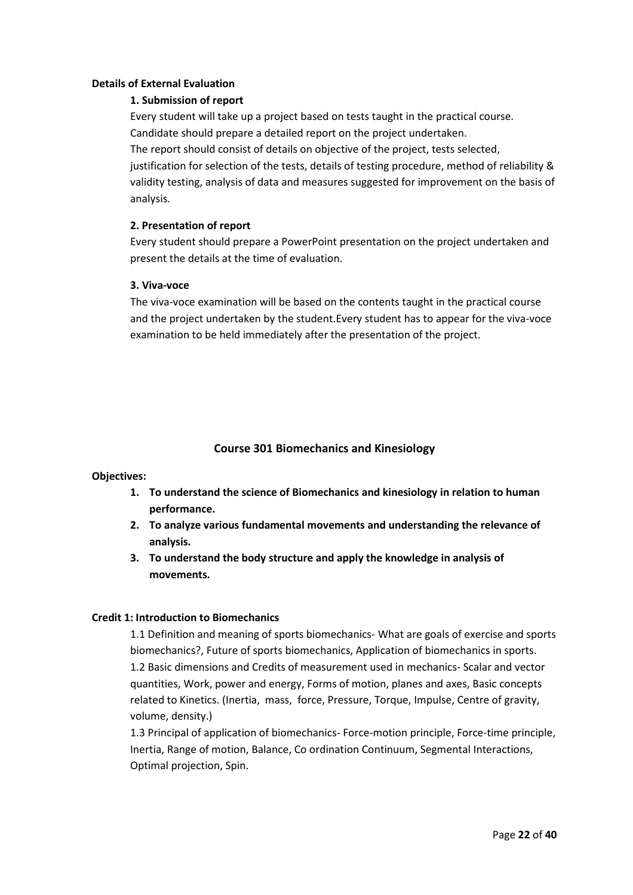**Details of External Evaluation**

**1. Submission of report**

Every student will take up a project based on tests taught in the practical course. Candidate should prepare a detailed report on the project undertaken.
The report should consist of details on objective of the project, tests selected, justification for selection of the tests, details of testing procedure, method of reliability & validity testing, analysis of data and measures suggested for improvement on the basis of analysis.

**2. Presentation of report**

Every student should prepare a PowerPoint presentation on the project undertaken and present the details at the time of evaluation.

**3. Viva-voce**

The viva-voce examination will be based on the contents taught in the practical course and the project undertaken by the student.Every student has to appear for the viva-voce examination to be held immediately after the presentation of the project.

## Course 301 Biomechanics and Kinesiology

**Objectives:**

1. **To understand the science of Biomechanics and kinesiology in relation to human performance.**
2. **To analyze various fundamental movements and understanding the relevance of analysis.**
3. **To understand the body structure and apply the knowledge in analysis of movements.**

**Credit 1: Introduction to Biomechanics**

1.1 Definition and meaning of sports biomechanics- What are goals of exercise and sports biomechanics?, Future of sports biomechanics, Application of biomechanics in sports.
1.2 Basic dimensions and Credits of measurement used in mechanics- Scalar and vector quantities, Work, power and energy, Forms of motion, planes and axes, Basic concepts related to Kinetics. (Inertia, mass, force, Pressure, Torque, Impulse, Centre of gravity, volume, density.)
1.3 Principal of application of biomechanics- Force-motion principle, Force-time principle, Inertia, Range of motion, Balance, Co ordination Continuum, Segmental Interactions, Optimal projection, Spin.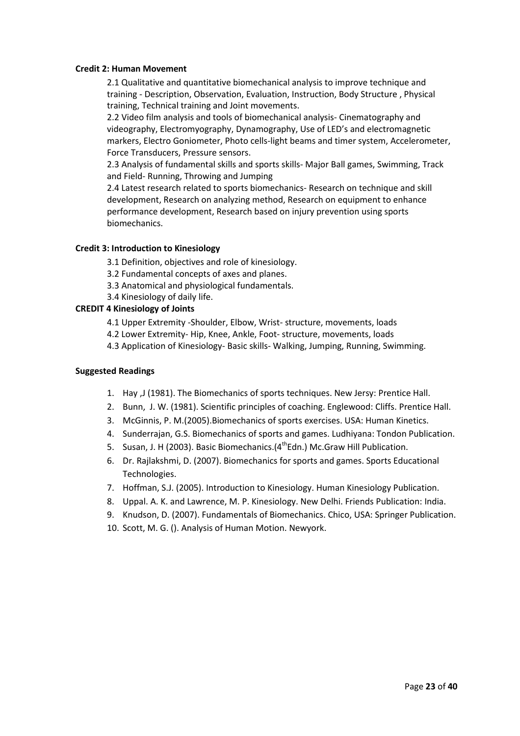**Credit 2: Human Movement**

2.1 Qualitative and quantitative biomechanical analysis to improve technique and training - Description, Observation, Evaluation, Instruction, Body Structure , Physical training, Technical training and Joint movements.

2.2 Video film analysis and tools of biomechanical analysis- Cinematography and videography, Electromyography, Dynamography, Use of LED's and electromagnetic markers, Electro Goniometer, Photo cells-light beams and timer system, Accelerometer, Force Transducers, Pressure sensors.

2.3 Analysis of fundamental skills and sports skills- Major Ball games, Swimming, Track and Field- Running, Throwing and Jumping

2.4 Latest research related to sports biomechanics- Research on technique and skill development, Research on analyzing method, Research on equipment to enhance performance development, Research based on injury prevention using sports biomechanics.

**Credit 3: Introduction to Kinesiology**

3.1 Definition, objectives and role of kinesiology.

3.2 Fundamental concepts of axes and planes.

3.3 Anatomical and physiological fundamentals.

3.4 Kinesiology of daily life.

**CREDIT 4 Kinesiology of Joints**

4.1 Upper Extremity -Shoulder, Elbow, Wrist- structure, movements, loads

4.2 Lower Extremity- Hip, Knee, Ankle, Foot- structure, movements, loads

4.3 Application of Kinesiology- Basic skills- Walking, Jumping, Running, Swimming.

**Suggested Readings**

1. Hay ,J (1981). The Biomechanics of sports techniques. New Jersy: Prentice Hall.
2. Bunn, J. W. (1981). Scientific principles of coaching. Englewood: Cliffs. Prentice Hall.
3. McGinnis, P. M.(2005).Biomechanics of sports exercises. USA: Human Kinetics.
4. Sunderrajan, G.S. Biomechanics of sports and games. Ludhiyana: Tondon Publication.
5. Susan, J. H (2003). Basic Biomechanics.(4th Edn.) Mc.Graw Hill Publication.
6. Dr. Rajlakshmi, D. (2007). Biomechanics for sports and games. Sports Educational Technologies.
7. Hoffman, S.J. (2005). Introduction to Kinesiology. Human Kinesiology Publication.
8. Uppal. A. K. and Lawrence, M. P. Kinesiology. New Delhi. Friends Publication: India.
9. Knudson, D. (2007). Fundamentals of Biomechanics. Chico, USA: Springer Publication.
10. Scott, M. G. (). Analysis of Human Motion. Newyork.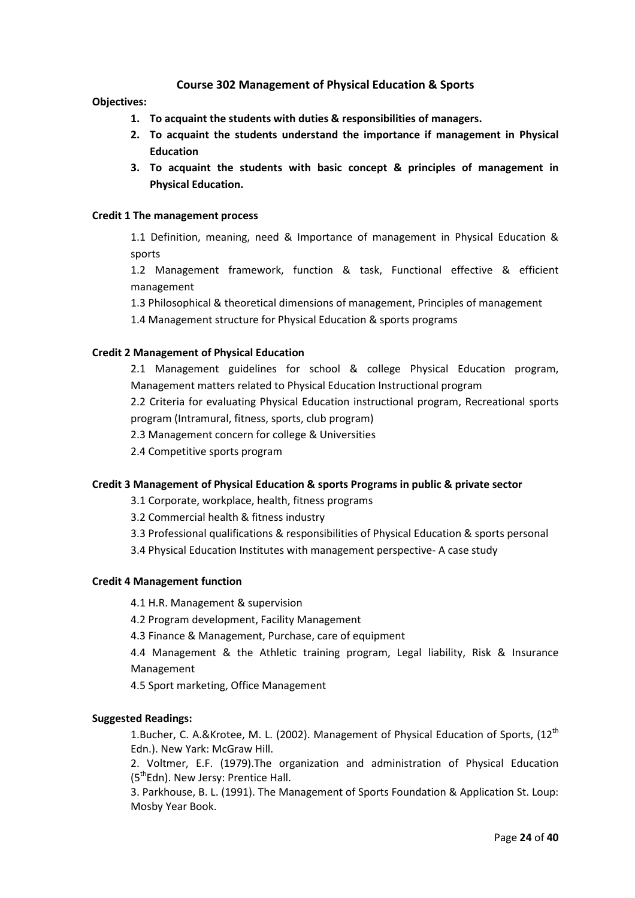## Course 302 Management of Physical Education & Sports

**Objectives:**

1. **To acquaint the students with duties & responsibilities of managers.**
2. **To acquaint the students understand the importance if management in Physical Education**
3. **To acquaint the students with basic concept & principles of management in Physical Education.**

**Credit 1 The management process**

1.1 Definition, meaning, need & Importance of management in Physical Education & sports

1.2 Management framework, function & task, Functional effective & efficient management

1.3 Philosophical & theoretical dimensions of management, Principles of management

1.4 Management structure for Physical Education & sports programs

**Credit 2 Management of Physical Education**

2.1 Management guidelines for school & college Physical Education program, Management matters related to Physical Education Instructional program

2.2 Criteria for evaluating Physical Education instructional program, Recreational sports program (Intramural, fitness, sports, club program)

2.3 Management concern for college & Universities

2.4 Competitive sports program

**Credit 3 Management of Physical Education & sports Programs in public & private sector**

3.1 Corporate, workplace, health, fitness programs

3.2 Commercial health & fitness industry

3.3 Professional qualifications & responsibilities of Physical Education & sports personal

3.4 Physical Education Institutes with management perspective- A case study

**Credit 4 Management function**

4.1 H.R. Management & supervision

4.2 Program development, Facility Management

4.3 Finance & Management, Purchase, care of equipment

4.4 Management & the Athletic training program, Legal liability, Risk & Insurance Management

4.5 Sport marketing, Office Management

**Suggested Readings:**

1. Bucher, C. A.&Krotee, M. L. (2002). Management of Physical Education of Sports, (12th Edn.). New Yark: McGraw Hill.

2. Voltmer, E.F. (1979).The organization and administration of Physical Education (5thEdn). New Jersy: Prentice Hall.

3. Parkhouse, B. L. (1991). The Management of Sports Foundation & Application St. Loup: Mosby Year Book.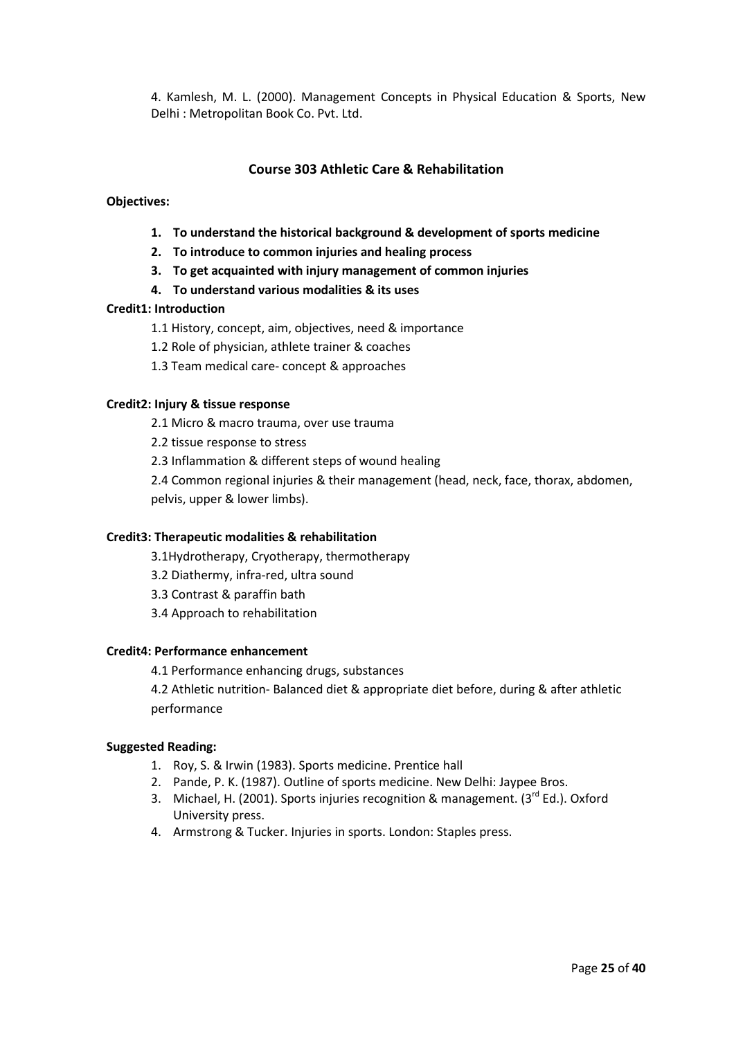4. Kamlesh, M. L. (2000). Management Concepts in Physical Education & Sports, New Delhi : Metropolitan Book Co. Pvt. Ltd.

## Course 303 Athletic Care & Rehabilitation

**Objectives:**

1. **To understand the historical background & development of sports medicine**
2. **To introduce to common injuries and healing process**
3. **To get acquainted with injury management of common injuries**
4. **To understand various modalities & its uses**

**Credit1: Introduction**

1.1 History, concept, aim, objectives, need & importance

1.2 Role of physician, athlete trainer & coaches

1.3 Team medical care- concept & approaches

**Credit2: Injury & tissue response**

2.1 Micro & macro trauma, over use trauma

2.2 tissue response to stress

2.3 Inflammation & different steps of wound healing

2.4 Common regional injuries & their management (head, neck, face, thorax, abdomen, pelvis, upper & lower limbs).

**Credit3: Therapeutic modalities & rehabilitation**

3.1Hydrotherapy, Cryotherapy, thermotherapy

3.2 Diathermy, infra-red, ultra sound

3.3 Contrast & paraffin bath

3.4 Approach to rehabilitation

**Credit4: Performance enhancement**

4.1 Performance enhancing drugs, substances

4.2 Athletic nutrition- Balanced diet & appropriate diet before, during & after athletic performance

**Suggested Reading:**

1. Roy, S. & Irwin (1983). Sports medicine. Prentice hall
2. Pande, P. K. (1987). Outline of sports medicine. New Delhi: Jaypee Bros.
3. Michael, H. (2001). Sports injuries recognition & management. (3rd Ed.). Oxford University press.
4. Armstrong & Tucker. Injuries in sports. London: Staples press.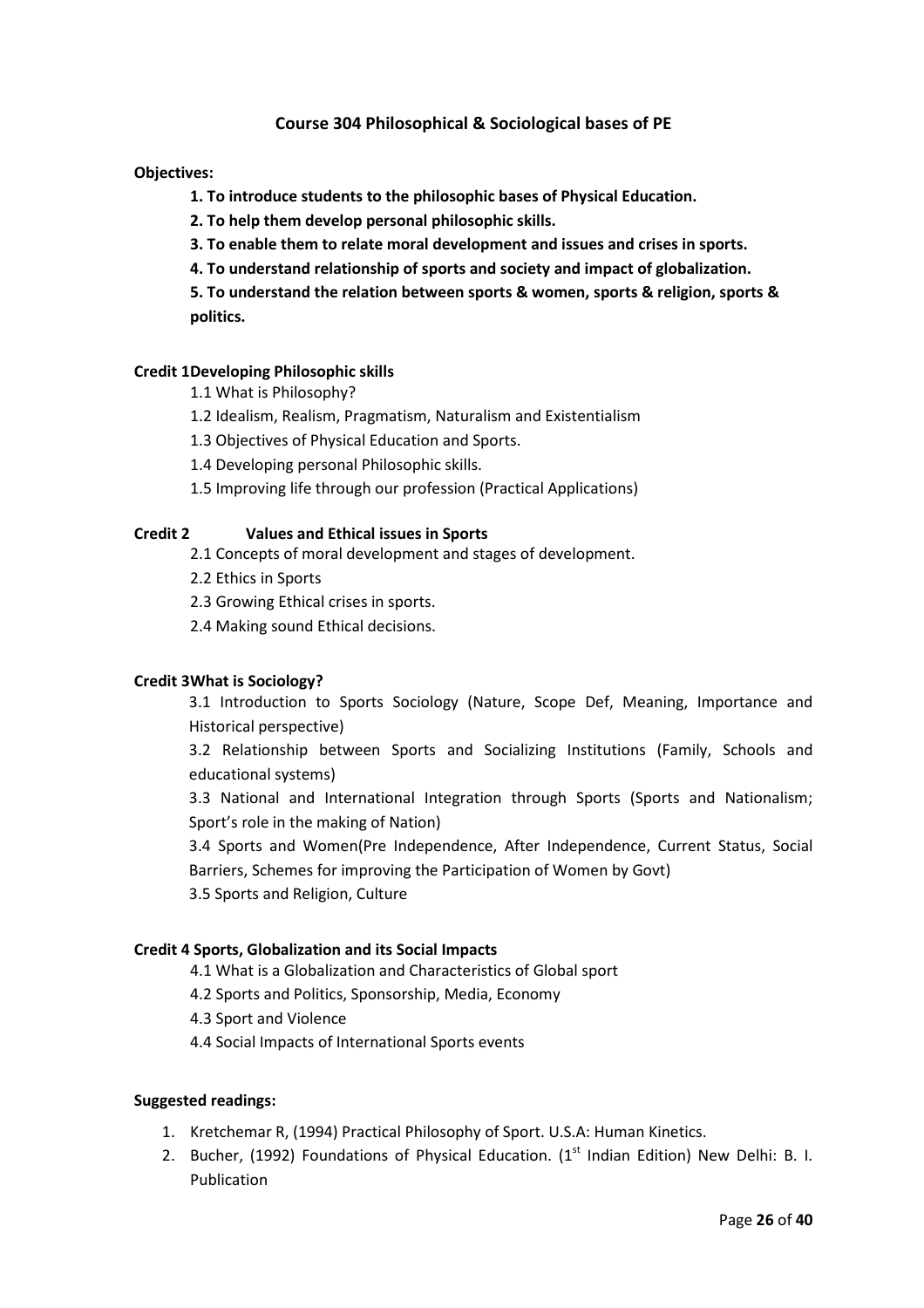## Course 304 Philosophical & Sociological bases of PE

**Objectives:**

**1. To introduce students to the philosophic bases of Physical Education.**

**2. To help them develop personal philosophic skills.**

**3. To enable them to relate moral development and issues and crises in sports.**

**4. To understand relationship of sports and society and impact of globalization.**

**5. To understand the relation between sports & women, sports & religion, sports & politics.**

**Credit 1Developing Philosophic skills**

1.1 What is Philosophy?

1.2 Idealism, Realism, Pragmatism, Naturalism and Existentialism

1.3 Objectives of Physical Education and Sports.

1.4 Developing personal Philosophic skills.

1.5 Improving life through our profession (Practical Applications)

**Credit 2 Values and Ethical issues in Sports**

2.1 Concepts of moral development and stages of development.

2.2 Ethics in Sports

2.3 Growing Ethical crises in sports.

2.4 Making sound Ethical decisions.

**Credit 3What is Sociology?**

3.1 Introduction to Sports Sociology (Nature, Scope Def, Meaning, Importance and Historical perspective)

3.2 Relationship between Sports and Socializing Institutions (Family, Schools and educational systems)

3.3 National and International Integration through Sports (Sports and Nationalism; Sport's role in the making of Nation)

3.4 Sports and Women(Pre Independence, After Independence, Current Status, Social Barriers, Schemes for improving the Participation of Women by Govt)

3.5 Sports and Religion, Culture

**Credit 4 Sports, Globalization and its Social Impacts**

4.1 What is a Globalization and Characteristics of Global sport

4.2 Sports and Politics, Sponsorship, Media, Economy

4.3 Sport and Violence

4.4 Social Impacts of International Sports events

**Suggested readings:**

1. Kretchemar R, (1994) Practical Philosophy of Sport. U.S.A: Human Kinetics.
2. Bucher, (1992) Foundations of Physical Education. (1st Indian Edition) New Delhi: B. I. Publication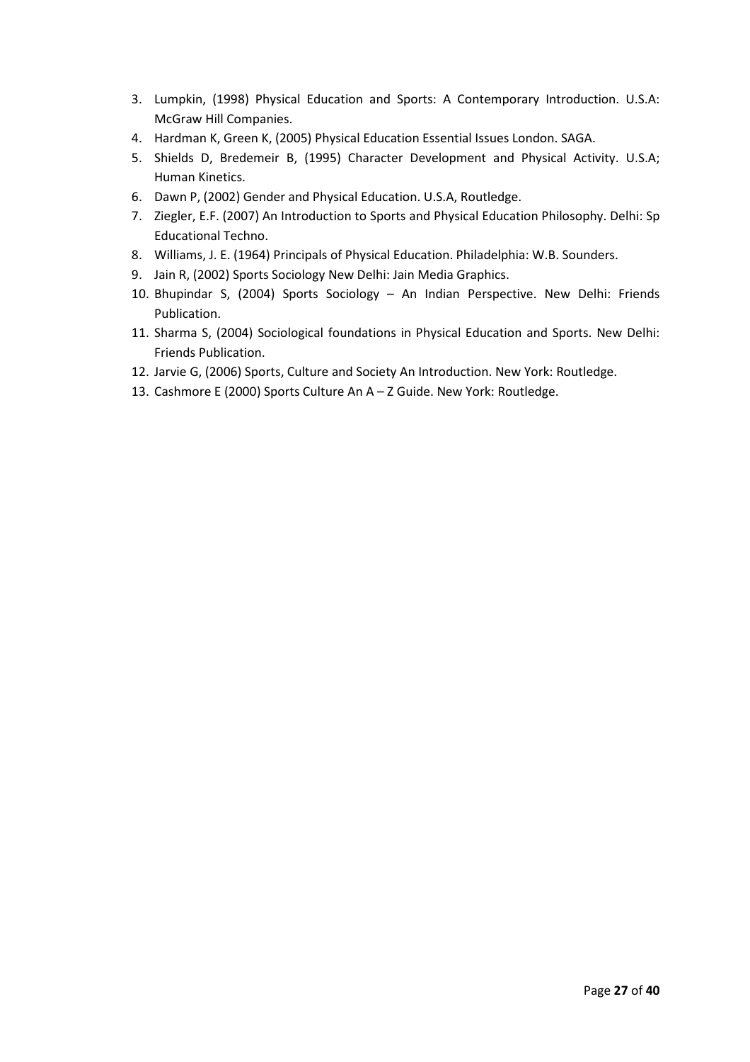3. Lumpkin, (1998) Physical Education and Sports: A Contemporary Introduction. U.S.A: McGraw Hill Companies.
4. Hardman K, Green K, (2005) Physical Education Essential Issues London. SAGA.
5. Shields D, Bredemeir B, (1995) Character Development and Physical Activity. U.S.A; Human Kinetics.
6. Dawn P, (2002) Gender and Physical Education. U.S.A, Routledge.
7. Ziegler, E.F. (2007) An Introduction to Sports and Physical Education Philosophy. Delhi: Sp Educational Techno.
8. Williams, J. E. (1964) Principals of Physical Education. Philadelphia: W.B. Sounders.
9. Jain R, (2002) Sports Sociology New Delhi: Jain Media Graphics.
10. Bhupindar S, (2004) Sports Sociology – An Indian Perspective. New Delhi: Friends Publication.
11. Sharma S, (2004) Sociological foundations in Physical Education and Sports. New Delhi: Friends Publication.
12. Jarvie G, (2006) Sports, Culture and Society An Introduction. New York: Routledge.
13. Cashmore E (2000) Sports Culture An A – Z Guide. New York: Routledge.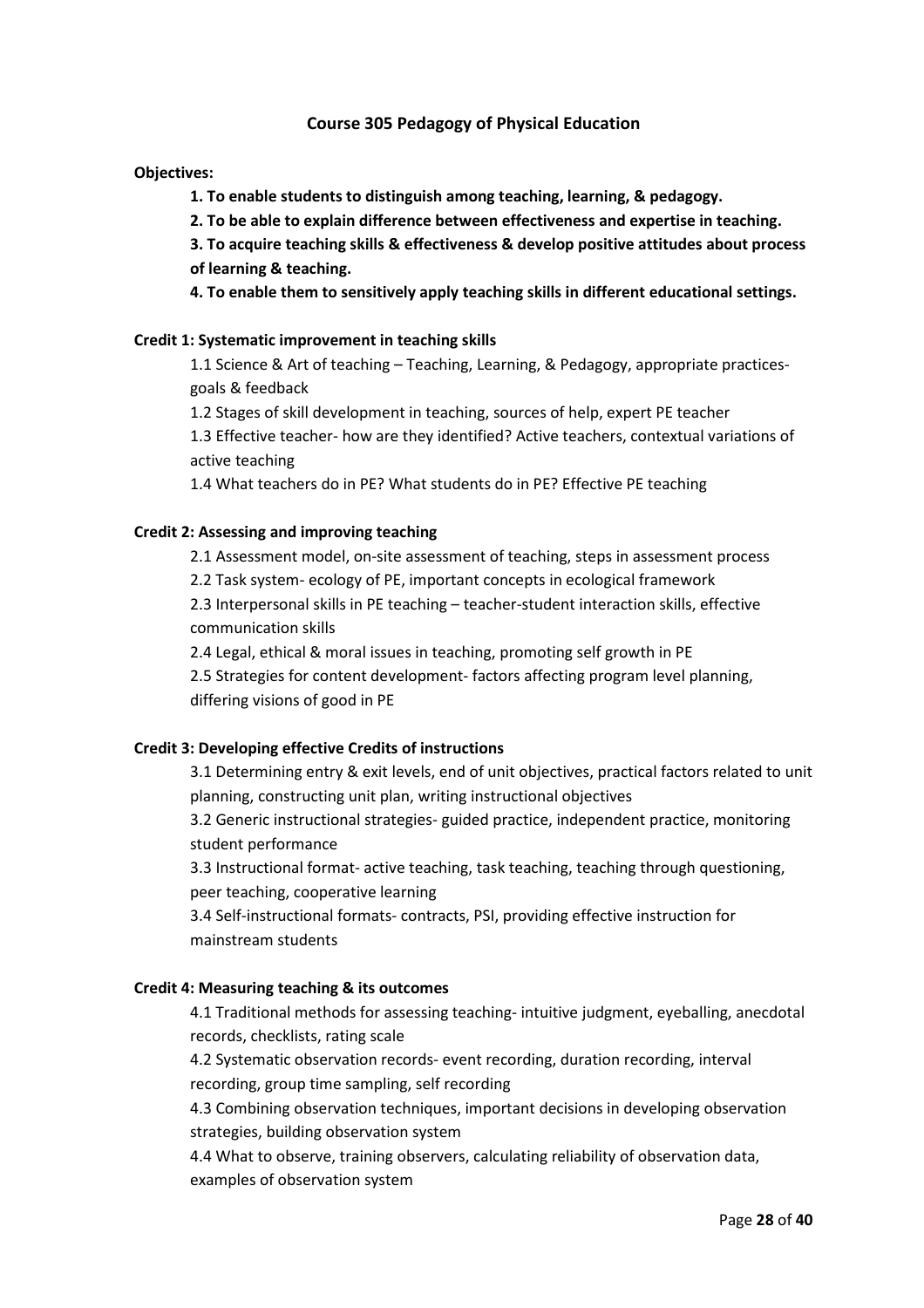## Course 305 Pedagogy of Physical Education

**Objectives:**

**1. To enable students to distinguish among teaching, learning, & pedagogy.**

**2. To be able to explain difference between effectiveness and expertise in teaching.**

**3. To acquire teaching skills & effectiveness & develop positive attitudes about process of learning & teaching.**

**4. To enable them to sensitively apply teaching skills in different educational settings.**

**Credit 1: Systematic improvement in teaching skills**

1.1 Science & Art of teaching – Teaching, Learning, & Pedagogy, appropriate practices-goals & feedback

1.2 Stages of skill development in teaching, sources of help, expert PE teacher

1.3 Effective teacher- how are they identified? Active teachers, contextual variations of active teaching

1.4 What teachers do in PE? What students do in PE? Effective PE teaching

**Credit 2: Assessing and improving teaching**

2.1 Assessment model, on-site assessment of teaching, steps in assessment process

2.2 Task system- ecology of PE, important concepts in ecological framework

2.3 Interpersonal skills in PE teaching – teacher-student interaction skills, effective communication skills

2.4 Legal, ethical & moral issues in teaching, promoting self growth in PE

2.5 Strategies for content development- factors affecting program level planning, differing visions of good in PE

**Credit 3: Developing effective Credits of instructions**

3.1 Determining entry & exit levels, end of unit objectives, practical factors related to unit planning, constructing unit plan, writing instructional objectives

3.2 Generic instructional strategies- guided practice, independent practice, monitoring student performance

3.3 Instructional format- active teaching, task teaching, teaching through questioning, peer teaching, cooperative learning

3.4 Self-instructional formats- contracts, PSI, providing effective instruction for mainstream students

**Credit 4: Measuring teaching & its outcomes**

4.1 Traditional methods for assessing teaching- intuitive judgment, eyeballing, anecdotal records, checklists, rating scale

4.2 Systematic observation records- event recording, duration recording, interval recording, group time sampling, self recording

4.3 Combining observation techniques, important decisions in developing observation strategies, building observation system

4.4 What to observe, training observers, calculating reliability of observation data, examples of observation system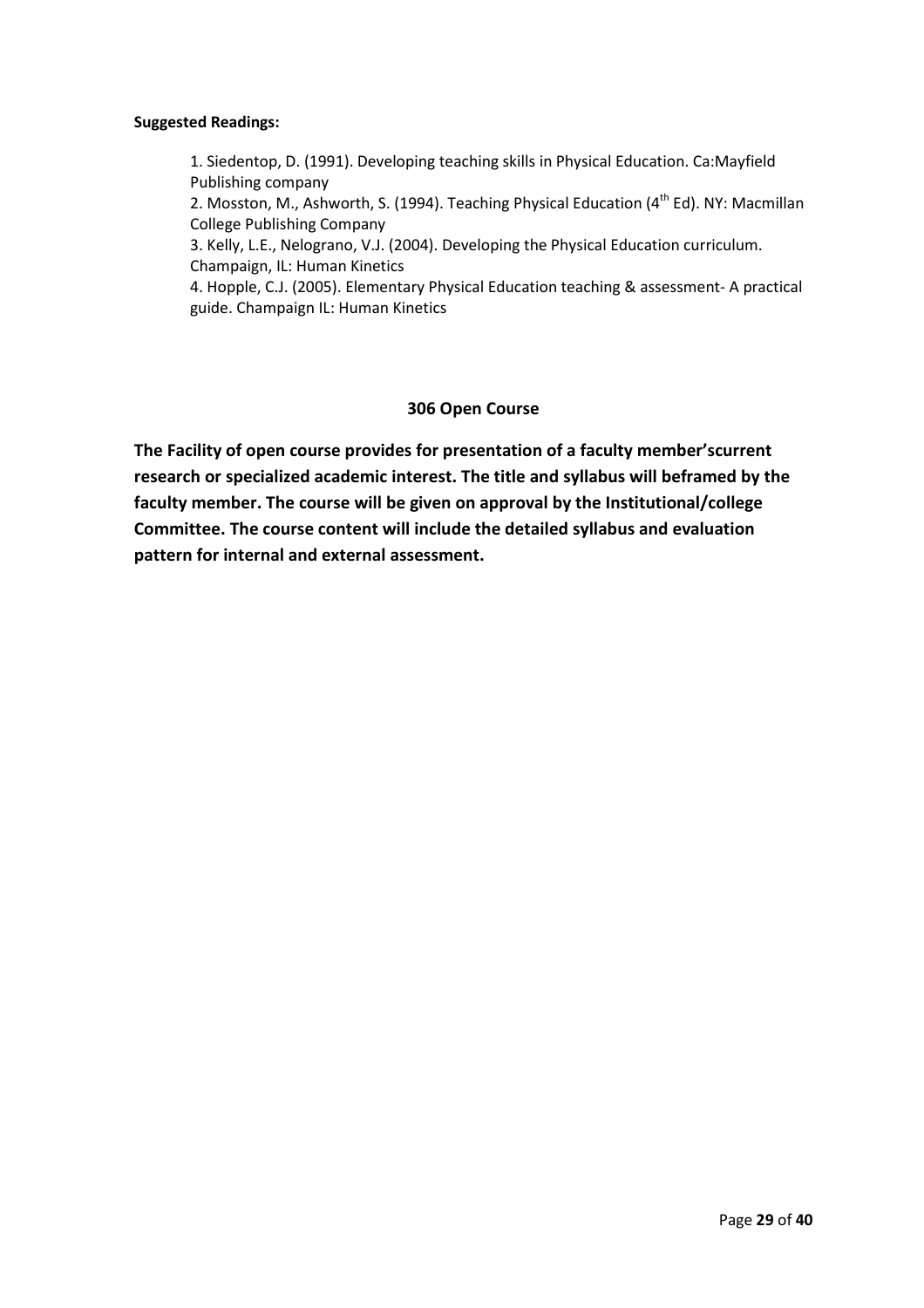**Suggested Readings:**

1. Siedentop, D. (1991). Developing teaching skills in Physical Education. Ca:Mayfield Publishing company
2. Mosston, M., Ashworth, S. (1994). Teaching Physical Education (4th Ed). NY: Macmillan College Publishing Company
3. Kelly, L.E., Nelograno, V.J. (2004). Developing the Physical Education curriculum. Champaign, IL: Human Kinetics
4. Hopple, C.J. (2005). Elementary Physical Education teaching & assessment- A practical guide. Champaign IL: Human Kinetics

## 306 Open Course

**The Facility of open course provides for presentation of a faculty member'scurrent research or specialized academic interest. The title and syllabus will beframed by the faculty member. The course will be given on approval by the Institutional/college Committee. The course content will include the detailed syllabus and evaluation pattern for internal and external assessment.**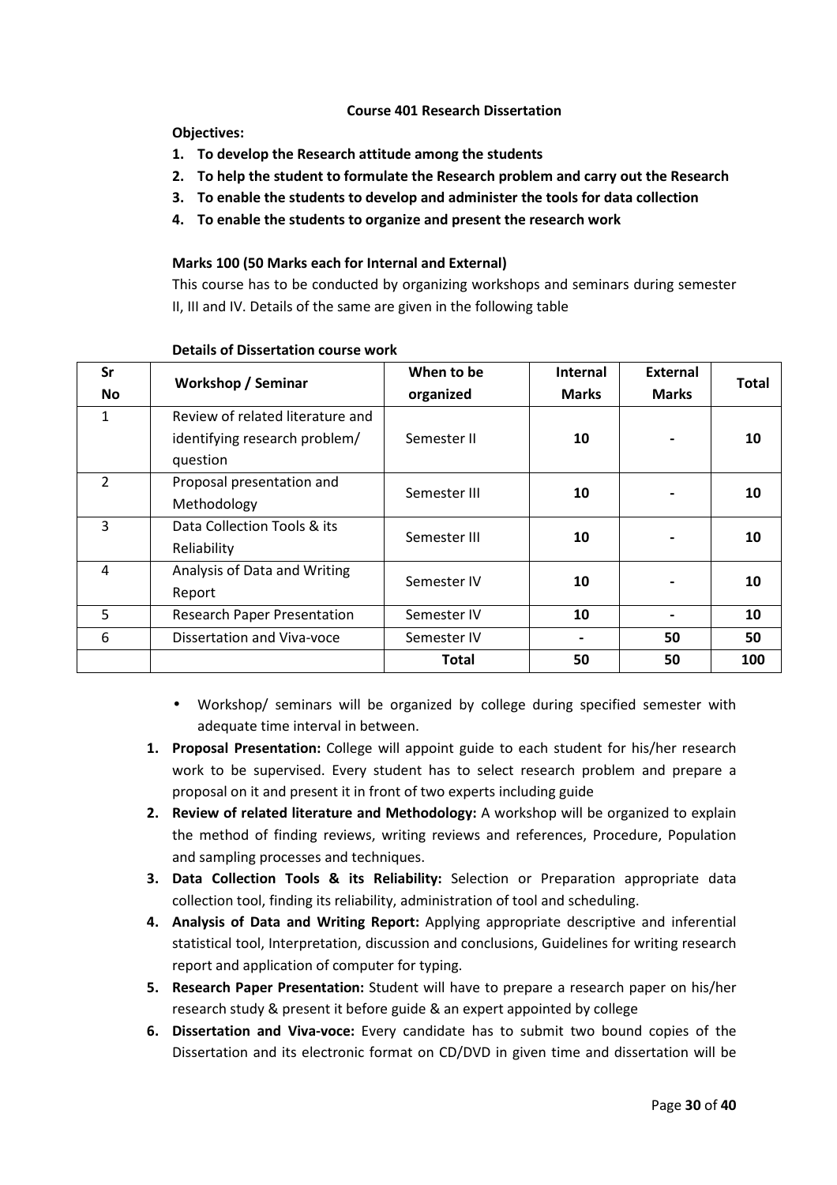### Course 401 Research Dissertation

**Objectives:**

1. **To develop the Research attitude among the students**
2. **To help the student to formulate the Research problem and carry out the Research**
3. **To enable the students to develop and administer the tools for data collection**
4. **To enable the students to organize and present the research work**

**Marks 100 (50 Marks each for Internal and External)**

This course has to be conducted by organizing workshops and seminars during semester II, III and IV. Details of the same are given in the following table

**Details of Dissertation course work**

| Sr No | Workshop / Seminar | When to be organized | Internal Marks | External Marks | Total |
|---|---|---|---|---|---|
| 1 | Review of related literature and identifying research problem/ question | Semester II | **10** | - | **10** |
| 2 | Proposal presentation and Methodology | Semester III | **10** | - | **10** |
| 3 | Data Collection Tools & its Reliability | Semester III | **10** | - | **10** |
| 4 | Analysis of Data and Writing Report | Semester IV | **10** | - | **10** |
| 5 | Research Paper Presentation | Semester IV | **10** | - | **10** |
| 6 | Dissertation and Viva-voce | Semester IV | - | **50** | **50** |
| | | **Total** | **50** | **50** | **100** |

- Workshop/ seminars will be organized by college during specified semester with adequate time interval in between.

1. **Proposal Presentation:** College will appoint guide to each student for his/her research work to be supervised. Every student has to select research problem and prepare a proposal on it and present it in front of two experts including guide
2. **Review of related literature and Methodology:** A workshop will be organized to explain the method of finding reviews, writing reviews and references, Procedure, Population and sampling processes and techniques.
3. **Data Collection Tools & its Reliability:** Selection or Preparation appropriate data collection tool, finding its reliability, administration of tool and scheduling.
4. **Analysis of Data and Writing Report:** Applying appropriate descriptive and inferential statistical tool, Interpretation, discussion and conclusions, Guidelines for writing research report and application of computer for typing.
5. **Research Paper Presentation:** Student will have to prepare a research paper on his/her research study & present it before guide & an expert appointed by college
6. **Dissertation and Viva-voce:** Every candidate has to submit two bound copies of the Dissertation and its electronic format on CD/DVD in given time and dissertation will be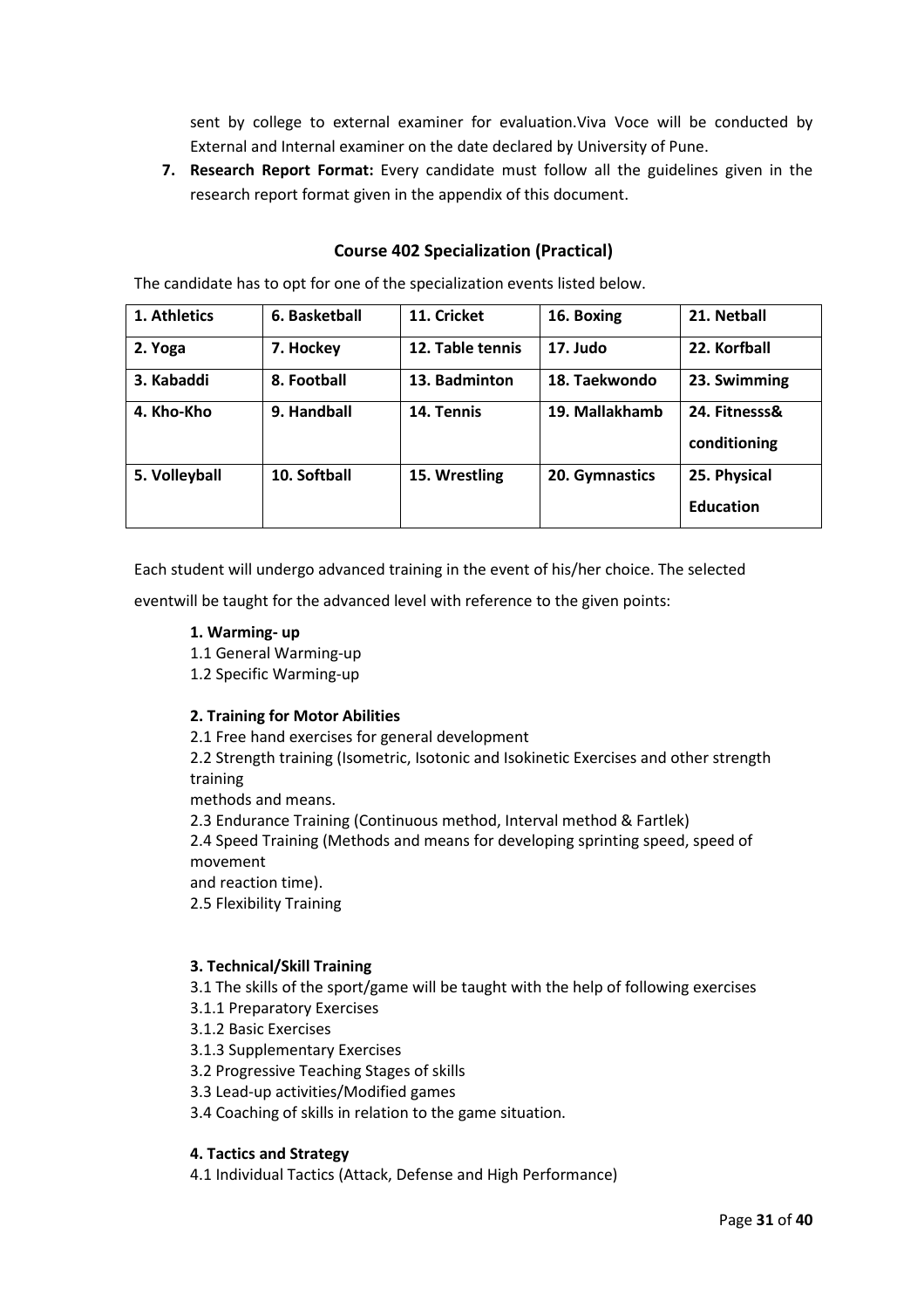sent by college to external examiner for evaluation.Viva Voce will be conducted by External and Internal examiner on the date declared by University of Pune.

7. **Research Report Format:** Every candidate must follow all the guidelines given in the research report format given in the appendix of this document.

### Course 402 Specialization (Practical)

The candidate has to opt for one of the specialization events listed below.

| 1. Athletics | 6. Basketball | 11. Cricket | 16. Boxing | 21. Netball |
|---|---|---|---|---|
| 2. Yoga | 7. Hockey | 12. Table tennis | 17. Judo | 22. Korfball |
| 3. Kabaddi | 8. Football | 13. Badminton | 18. Taekwondo | 23. Swimming |
| 4. Kho-Kho | 9. Handball | 14. Tennis | 19. Mallakhamb | 24. Fitnesss& conditioning |
| 5. Volleyball | 10. Softball | 15. Wrestling | 20. Gymnastics | 25. Physical Education |

Each student will undergo advanced training in the event of his/her choice. The selected eventwill be taught for the advanced level with reference to the given points:

**1. Warming- up**

1.1 General Warming-up
1.2 Specific Warming-up

**2. Training for Motor Abilities**

2.1 Free hand exercises for general development
2.2 Strength training (Isometric, Isotonic and Isokinetic Exercises and other strength training methods and means.
2.3 Endurance Training (Continuous method, Interval method & Fartlek)
2.4 Speed Training (Methods and means for developing sprinting speed, speed of movement and reaction time).
2.5 Flexibility Training

**3. Technical/Skill Training**

3.1 The skills of the sport/game will be taught with the help of following exercises
3.1.1 Preparatory Exercises
3.1.2 Basic Exercises
3.1.3 Supplementary Exercises
3.2 Progressive Teaching Stages of skills
3.3 Lead-up activities/Modified games
3.4 Coaching of skills in relation to the game situation.

**4. Tactics and Strategy**

4.1 Individual Tactics (Attack, Defense and High Performance)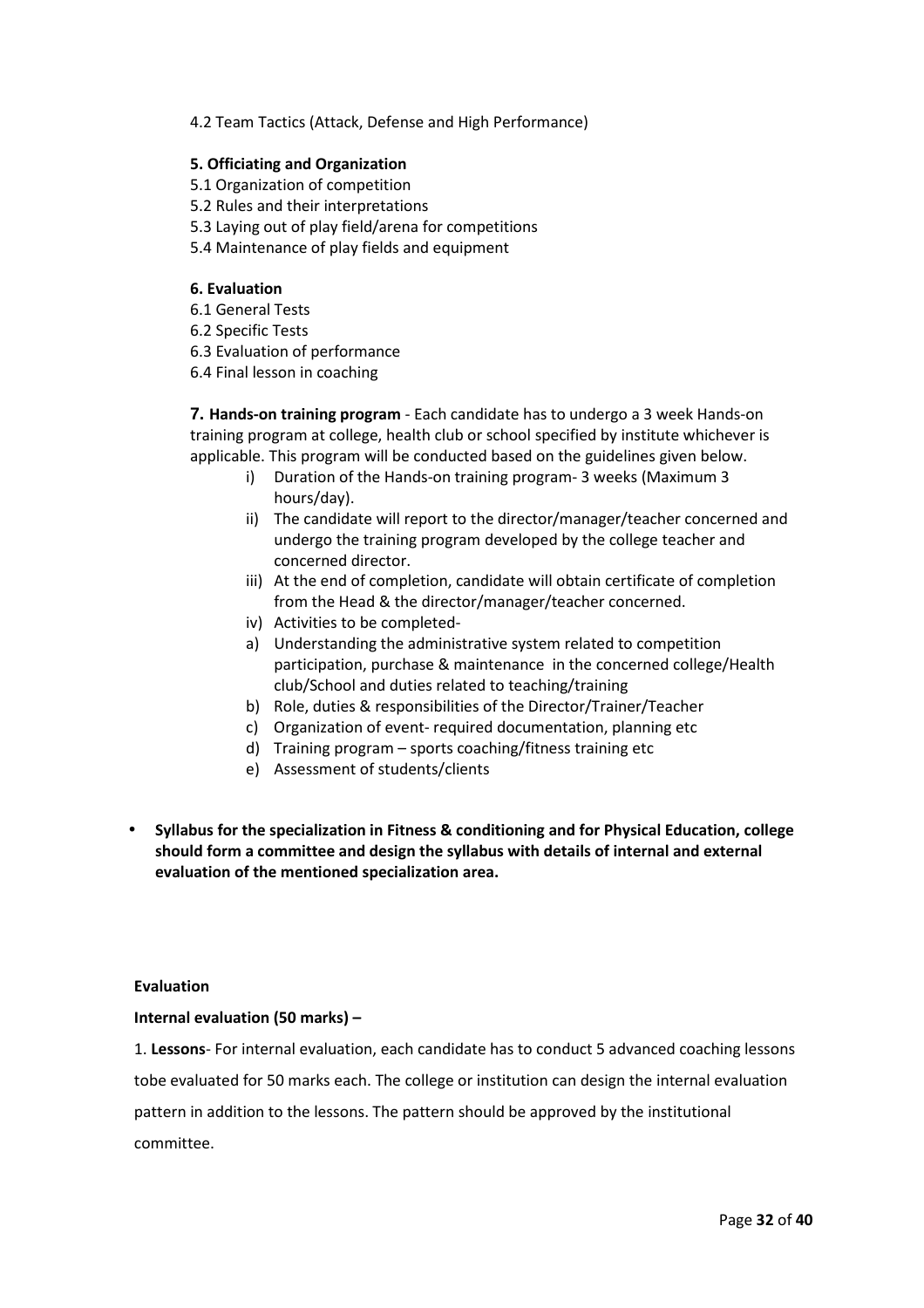4.2 Team Tactics (Attack, Defense and High Performance)

**5. Officiating and Organization**

5.1 Organization of competition
5.2 Rules and their interpretations
5.3 Laying out of play field/arena for competitions
5.4 Maintenance of play fields and equipment

**6. Evaluation**

6.1 General Tests
6.2 Specific Tests
6.3 Evaluation of performance
6.4 Final lesson in coaching

**7. Hands-on training program** - Each candidate has to undergo a 3 week Hands-on training program at college, health club or school specified by institute whichever is applicable. This program will be conducted based on the guidelines given below.

i) Duration of the Hands-on training program- 3 weeks (Maximum 3 hours/day).
ii) The candidate will report to the director/manager/teacher concerned and undergo the training program developed by the college teacher and concerned director.
iii) At the end of completion, candidate will obtain certificate of completion from the Head & the director/manager/teacher concerned.
iv) Activities to be completed-
a) Understanding the administrative system related to competition participation, purchase & maintenance in the concerned college/Health club/School and duties related to teaching/training
b) Role, duties & responsibilities of the Director/Trainer/Teacher
c) Organization of event- required documentation, planning etc
d) Training program – sports coaching/fitness training etc
e) Assessment of students/clients

- **Syllabus for the specialization in Fitness & conditioning and for Physical Education, college should form a committee and design the syllabus with details of internal and external evaluation of the mentioned specialization area.**

**Evaluation**

**Internal evaluation (50 marks) –**

1. **Lessons**- For internal evaluation, each candidate has to conduct 5 advanced coaching lessons tobe evaluated for 50 marks each. The college or institution can design the internal evaluation pattern in addition to the lessons. The pattern should be approved by the institutional committee.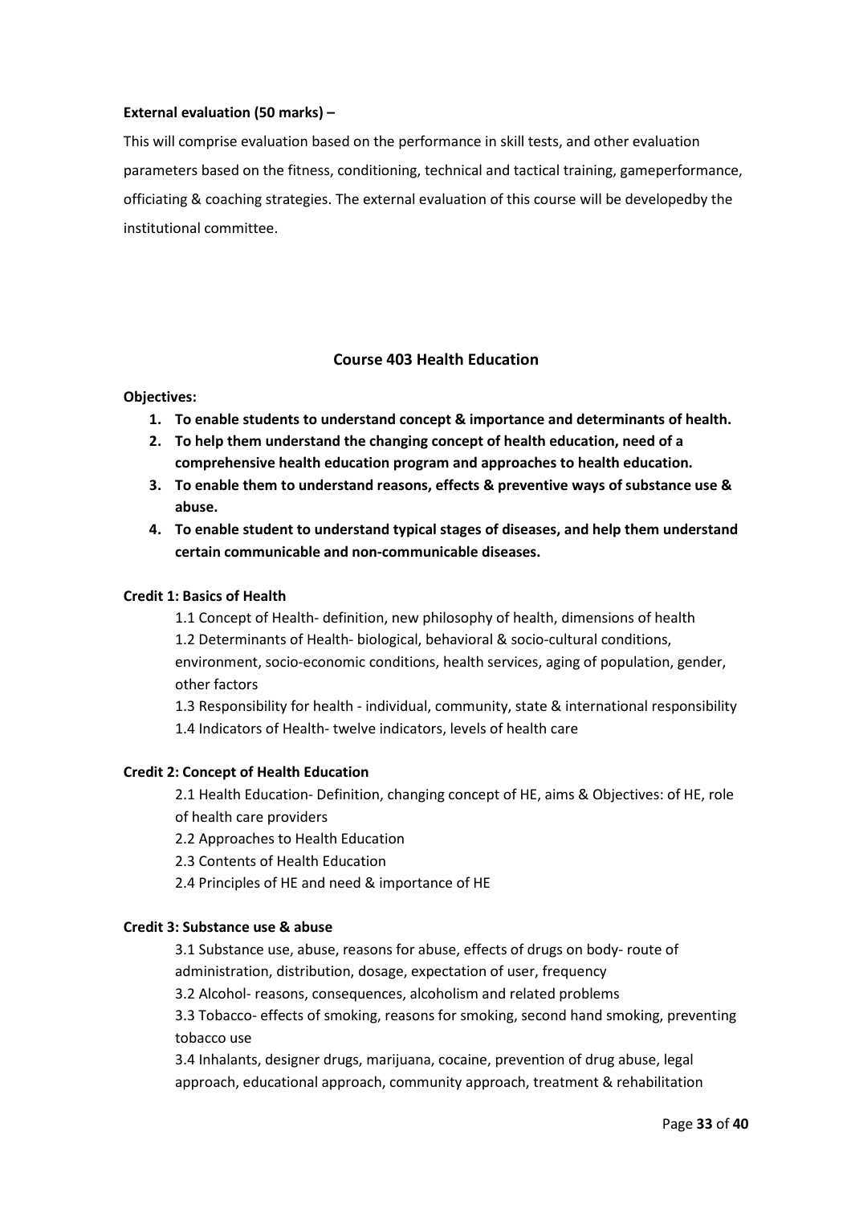**External evaluation (50 marks) –**

This will comprise evaluation based on the performance in skill tests, and other evaluation parameters based on the fitness, conditioning, technical and tactical training, gameperformance, officiating & coaching strategies. The external evaluation of this course will be developedby the institutional committee.

## Course 403 Health Education

**Objectives:**

1. **To enable students to understand concept & importance and determinants of health.**
2. **To help them understand the changing concept of health education, need of a comprehensive health education program and approaches to health education.**
3. **To enable them to understand reasons, effects & preventive ways of substance use & abuse.**
4. **To enable student to understand typical stages of diseases, and help them understand certain communicable and non-communicable diseases.**

**Credit 1: Basics of Health**

1.1 Concept of Health- definition, new philosophy of health, dimensions of health

1.2 Determinants of Health- biological, behavioral & socio-cultural conditions, environment, socio-economic conditions, health services, aging of population, gender, other factors

1.3 Responsibility for health - individual, community, state & international responsibility

1.4 Indicators of Health- twelve indicators, levels of health care

**Credit 2: Concept of Health Education**

2.1 Health Education- Definition, changing concept of HE, aims & Objectives: of HE, role of health care providers

2.2 Approaches to Health Education

2.3 Contents of Health Education

2.4 Principles of HE and need & importance of HE

**Credit 3: Substance use & abuse**

3.1 Substance use, abuse, reasons for abuse, effects of drugs on body- route of administration, distribution, dosage, expectation of user, frequency

3.2 Alcohol- reasons, consequences, alcoholism and related problems

3.3 Tobacco- effects of smoking, reasons for smoking, second hand smoking, preventing tobacco use

3.4 Inhalants, designer drugs, marijuana, cocaine, prevention of drug abuse, legal approach, educational approach, community approach, treatment & rehabilitation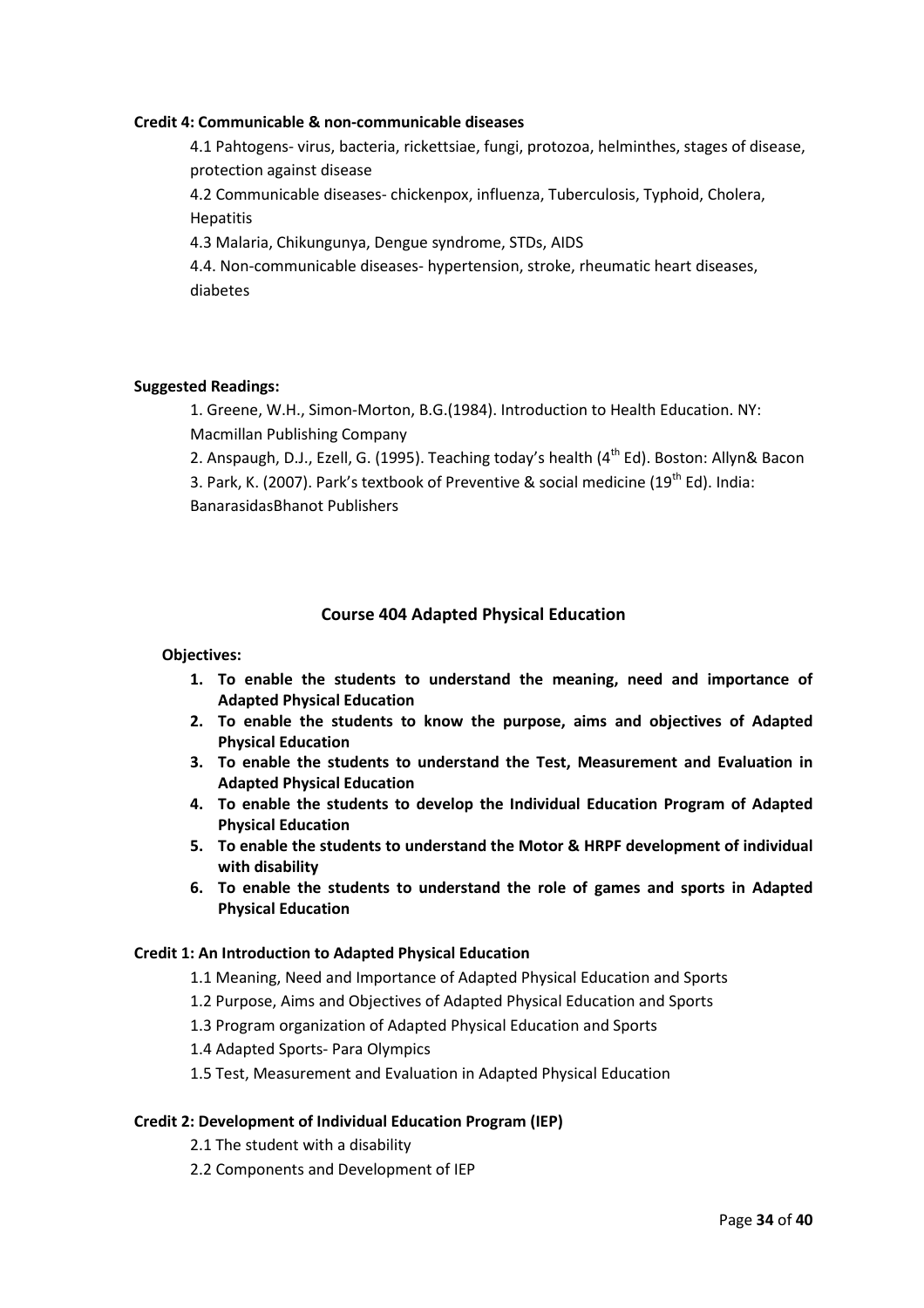**Credit 4: Communicable & non-communicable diseases**

4.1 Pahtogens- virus, bacteria, rickettsiae, fungi, protozoa, helminthes, stages of disease, protection against disease

4.2 Communicable diseases- chickenpox, influenza, Tuberculosis, Typhoid, Cholera, Hepatitis

4.3 Malaria, Chikungunya, Dengue syndrome, STDs, AIDS

4.4. Non-communicable diseases- hypertension, stroke, rheumatic heart diseases, diabetes

**Suggested Readings:**

1. Greene, W.H., Simon-Morton, B.G.(1984). Introduction to Health Education. NY: Macmillan Publishing Company
2. Anspaugh, D.J., Ezell, G. (1995). Teaching today's health (4th Ed). Boston: Allyn& Bacon
3. Park, K. (2007). Park's textbook of Preventive & social medicine (19th Ed). India: BanarasidasBhanot Publishers

## Course 404 Adapted Physical Education

**Objectives:**

1. **To enable the students to understand the meaning, need and importance of Adapted Physical Education**
2. **To enable the students to know the purpose, aims and objectives of Adapted Physical Education**
3. **To enable the students to understand the Test, Measurement and Evaluation in Adapted Physical Education**
4. **To enable the students to develop the Individual Education Program of Adapted Physical Education**
5. **To enable the students to understand the Motor & HRPF development of individual with disability**
6. **To enable the students to understand the role of games and sports in Adapted Physical Education**

**Credit 1: An Introduction to Adapted Physical Education**

1.1 Meaning, Need and Importance of Adapted Physical Education and Sports

1.2 Purpose, Aims and Objectives of Adapted Physical Education and Sports

1.3 Program organization of Adapted Physical Education and Sports

1.4 Adapted Sports- Para Olympics

1.5 Test, Measurement and Evaluation in Adapted Physical Education

**Credit 2: Development of Individual Education Program (IEP)**

2.1 The student with a disability

2.2 Components and Development of IEP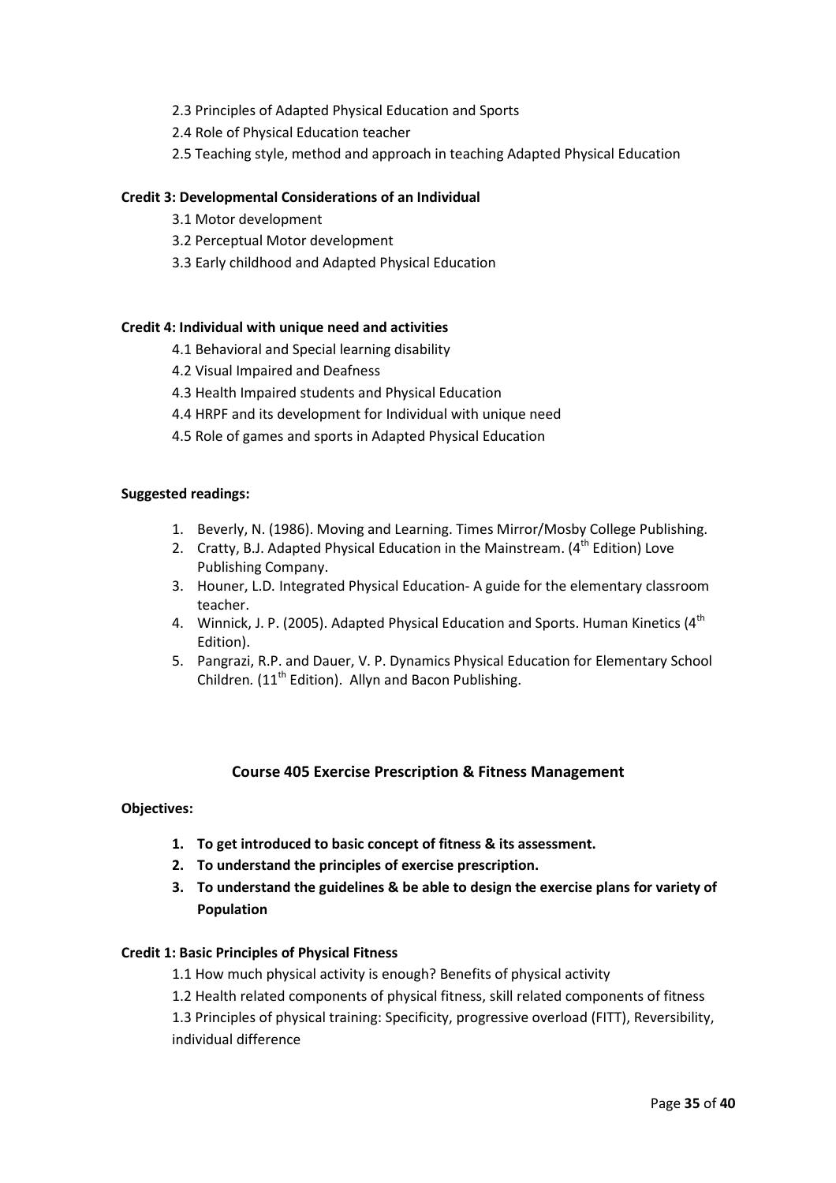2.3 Principles of Adapted Physical Education and Sports

2.4 Role of Physical Education teacher

2.5 Teaching style, method and approach in teaching Adapted Physical Education

**Credit 3: Developmental Considerations of an Individual**

3.1 Motor development

3.2 Perceptual Motor development

3.3 Early childhood and Adapted Physical Education

**Credit 4: Individual with unique need and activities**

4.1 Behavioral and Special learning disability

4.2 Visual Impaired and Deafness

4.3 Health Impaired students and Physical Education

4.4 HRPF and its development for Individual with unique need

4.5 Role of games and sports in Adapted Physical Education

**Suggested readings:**

1. Beverly, N. (1986). Moving and Learning. Times Mirror/Mosby College Publishing.
2. Cratty, B.J. Adapted Physical Education in the Mainstream. (4th Edition) Love Publishing Company.
3. Houner, L.D. Integrated Physical Education- A guide for the elementary classroom teacher.
4. Winnick, J. P. (2005). Adapted Physical Education and Sports. Human Kinetics (4th Edition).
5. Pangrazi, R.P. and Dauer, V. P. Dynamics Physical Education for Elementary School Children. (11th Edition). Allyn and Bacon Publishing.

## Course 405 Exercise Prescription & Fitness Management

**Objectives:**

1. **To get introduced to basic concept of fitness & its assessment.**
2. **To understand the principles of exercise prescription.**
3. **To understand the guidelines & be able to design the exercise plans for variety of Population**

**Credit 1: Basic Principles of Physical Fitness**

1.1 How much physical activity is enough? Benefits of physical activity

1.2 Health related components of physical fitness, skill related components of fitness

1.3 Principles of physical training: Specificity, progressive overload (FITT), Reversibility, individual difference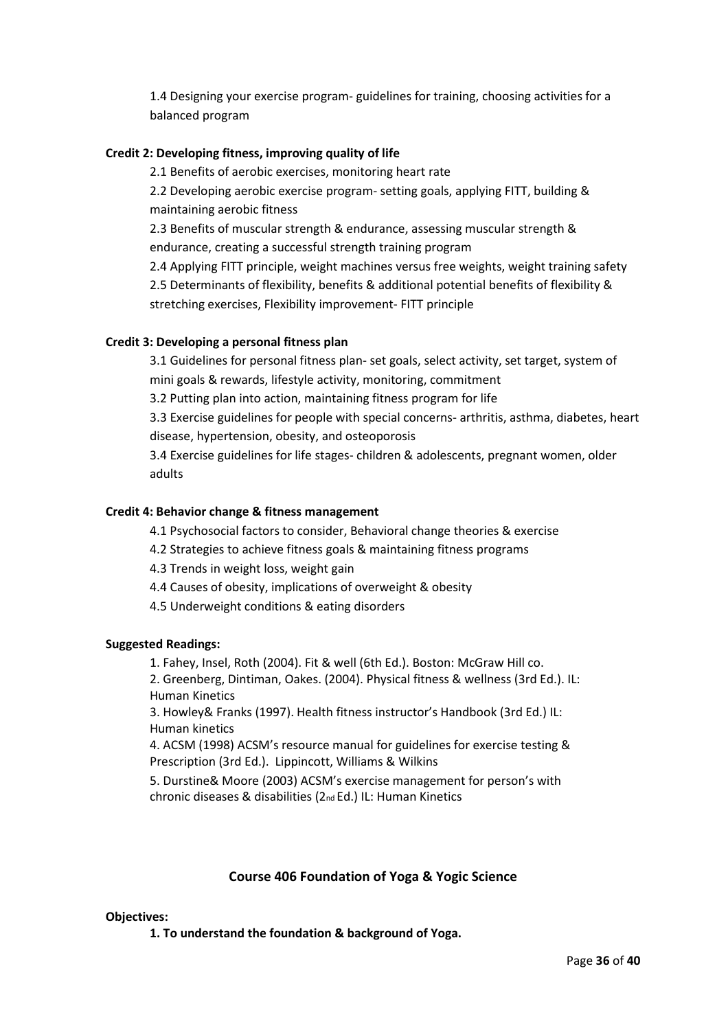1.4 Designing your exercise program- guidelines for training, choosing activities for a balanced program

**Credit 2: Developing fitness, improving quality of life**

2.1 Benefits of aerobic exercises, monitoring heart rate

2.2 Developing aerobic exercise program- setting goals, applying FITT, building & maintaining aerobic fitness

2.3 Benefits of muscular strength & endurance, assessing muscular strength & endurance, creating a successful strength training program

2.4 Applying FITT principle, weight machines versus free weights, weight training safety

2.5 Determinants of flexibility, benefits & additional potential benefits of flexibility & stretching exercises, Flexibility improvement- FITT principle

**Credit 3: Developing a personal fitness plan**

3.1 Guidelines for personal fitness plan- set goals, select activity, set target, system of mini goals & rewards, lifestyle activity, monitoring, commitment

3.2 Putting plan into action, maintaining fitness program for life

3.3 Exercise guidelines for people with special concerns- arthritis, asthma, diabetes, heart disease, hypertension, obesity, and osteoporosis

3.4 Exercise guidelines for life stages- children & adolescents, pregnant women, older adults

**Credit 4: Behavior change & fitness management**

4.1 Psychosocial factors to consider, Behavioral change theories & exercise

4.2 Strategies to achieve fitness goals & maintaining fitness programs

4.3 Trends in weight loss, weight gain

4.4 Causes of obesity, implications of overweight & obesity

4.5 Underweight conditions & eating disorders

**Suggested Readings:**

1. Fahey, Insel, Roth (2004). Fit & well (6th Ed.). Boston: McGraw Hill co.
2. Greenberg, Dintiman, Oakes. (2004). Physical fitness & wellness (3rd Ed.). IL: Human Kinetics
3. Howley& Franks (1997). Health fitness instructor's Handbook (3rd Ed.) IL: Human kinetics
4. ACSM (1998) ACSM's resource manual for guidelines for exercise testing & Prescription (3rd Ed.). Lippincott, Williams & Wilkins
5. Durstine& Moore (2003) ACSM's exercise management for person's with chronic diseases & disabilities (2nd Ed.) IL: Human Kinetics

## Course 406 Foundation of Yoga & Yogic Science

**Objectives:**

**1. To understand the foundation & background of Yoga.**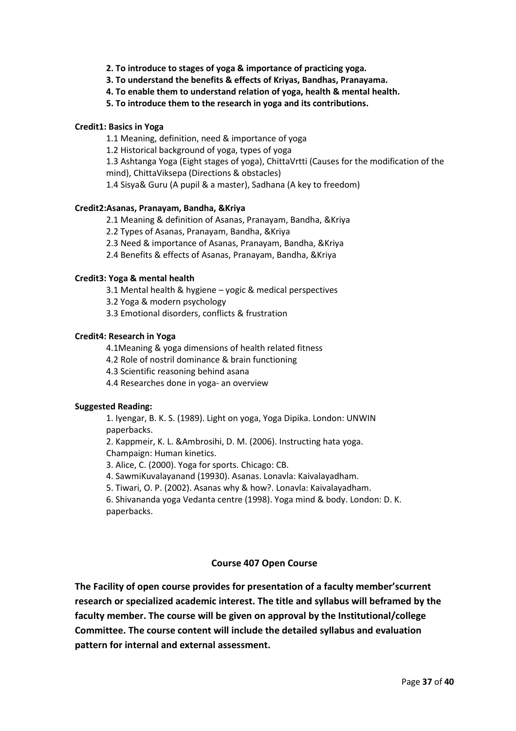**2. To introduce to stages of yoga & importance of practicing yoga.**

**3. To understand the benefits & effects of Kriyas, Bandhas, Pranayama.**

**4. To enable them to understand relation of yoga, health & mental health.**

**5. To introduce them to the research in yoga and its contributions.**

**Credit1: Basics in Yoga**

1.1 Meaning, definition, need & importance of yoga

1.2 Historical background of yoga, types of yoga

1.3 Ashtanga Yoga (Eight stages of yoga), ChittaVrtti (Causes for the modification of the mind), ChittaViksepa (Directions & obstacles)

1.4 Sisya& Guru (A pupil & a master), Sadhana (A key to freedom)

**Credit2:Asanas, Pranayam, Bandha, &Kriya**

2.1 Meaning & definition of Asanas, Pranayam, Bandha, &Kriya

2.2 Types of Asanas, Pranayam, Bandha, &Kriya

2.3 Need & importance of Asanas, Pranayam, Bandha, &Kriya

2.4 Benefits & effects of Asanas, Pranayam, Bandha, &Kriya

**Credit3: Yoga & mental health**

3.1 Mental health & hygiene – yogic & medical perspectives

3.2 Yoga & modern psychology

3.3 Emotional disorders, conflicts & frustration

**Credit4: Research in Yoga**

4.1Meaning & yoga dimensions of health related fitness

4.2 Role of nostril dominance & brain functioning

4.3 Scientific reasoning behind asana

4.4 Researches done in yoga- an overview

**Suggested Reading:**

1. Iyengar, B. K. S. (1989). Light on yoga, Yoga Dipika. London: UNWIN paperbacks.
2. Kappmeir, K. L. &Ambrosihi, D. M. (2006). Instructing hata yoga. Champaign: Human kinetics.
3. Alice, C. (2000). Yoga for sports. Chicago: CB.
4. SawmiKuvalayanand (19930). Asanas. Lonavla: Kaivalayadham.
5. Tiwari, O. P. (2002). Asanas why & how?. Lonavla: Kaivalayadham.
6. Shivananda yoga Vedanta centre (1998). Yoga mind & body. London: D. K. paperbacks.

**Course 407 Open Course**

**The Facility of open course provides for presentation of a faculty member'scurrent research or specialized academic interest. The title and syllabus will beframed by the faculty member. The course will be given on approval by the Institutional/college Committee. The course content will include the detailed syllabus and evaluation pattern for internal and external assessment.**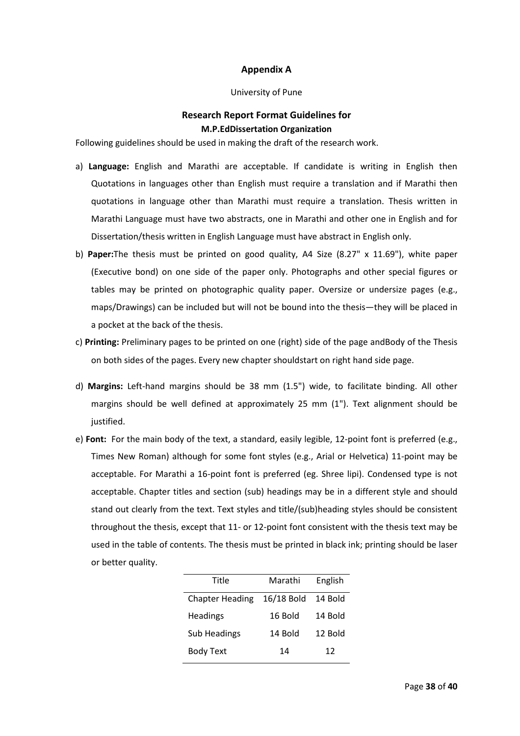# Appendix A

University of Pune

## Research Report Format Guidelines for

### M.P.EdDissertation Organization

Following guidelines should be used in making the draft of the research work.

a) **Language:** English and Marathi are acceptable. If candidate is writing in English then Quotations in languages other than English must require a translation and if Marathi then quotations in language other than Marathi must require a translation. Thesis written in Marathi Language must have two abstracts, one in Marathi and other one in English and for Dissertation/thesis written in English Language must have abstract in English only.

b) **Paper:**The thesis must be printed on good quality, A4 Size (8.27" x 11.69"), white paper (Executive bond) on one side of the paper only. Photographs and other special figures or tables may be printed on photographic quality paper. Oversize or undersize pages (e.g., maps/Drawings) can be included but will not be bound into the thesis—they will be placed in a pocket at the back of the thesis.

c) **Printing:** Preliminary pages to be printed on one (right) side of the page andBody of the Thesis on both sides of the pages. Every new chapter shouldstart on right hand side page.

d) **Margins:** Left-hand margins should be 38 mm (1.5") wide, to facilitate binding. All other margins should be well defined at approximately 25 mm (1"). Text alignment should be justified.

e) **Font:** For the main body of the text, a standard, easily legible, 12-point font is preferred (e.g., Times New Roman) although for some font styles (e.g., Arial or Helvetica) 11-point may be acceptable. For Marathi a 16-point font is preferred (eg. Shree lipi). Condensed type is not acceptable. Chapter titles and section (sub) headings may be in a different style and should stand out clearly from the text. Text styles and title/(sub)heading styles should be consistent throughout the thesis, except that 11- or 12-point font consistent with the thesis text may be used in the table of contents. The thesis must be printed in black ink; printing should be laser or better quality.

| Title | Marathi | English |
|---|---|---|
| Chapter Heading | 16/18 Bold | 14 Bold |
| Headings | 16 Bold | 14 Bold |
| Sub Headings | 14 Bold | 12 Bold |
| Body Text | 14 | 12 |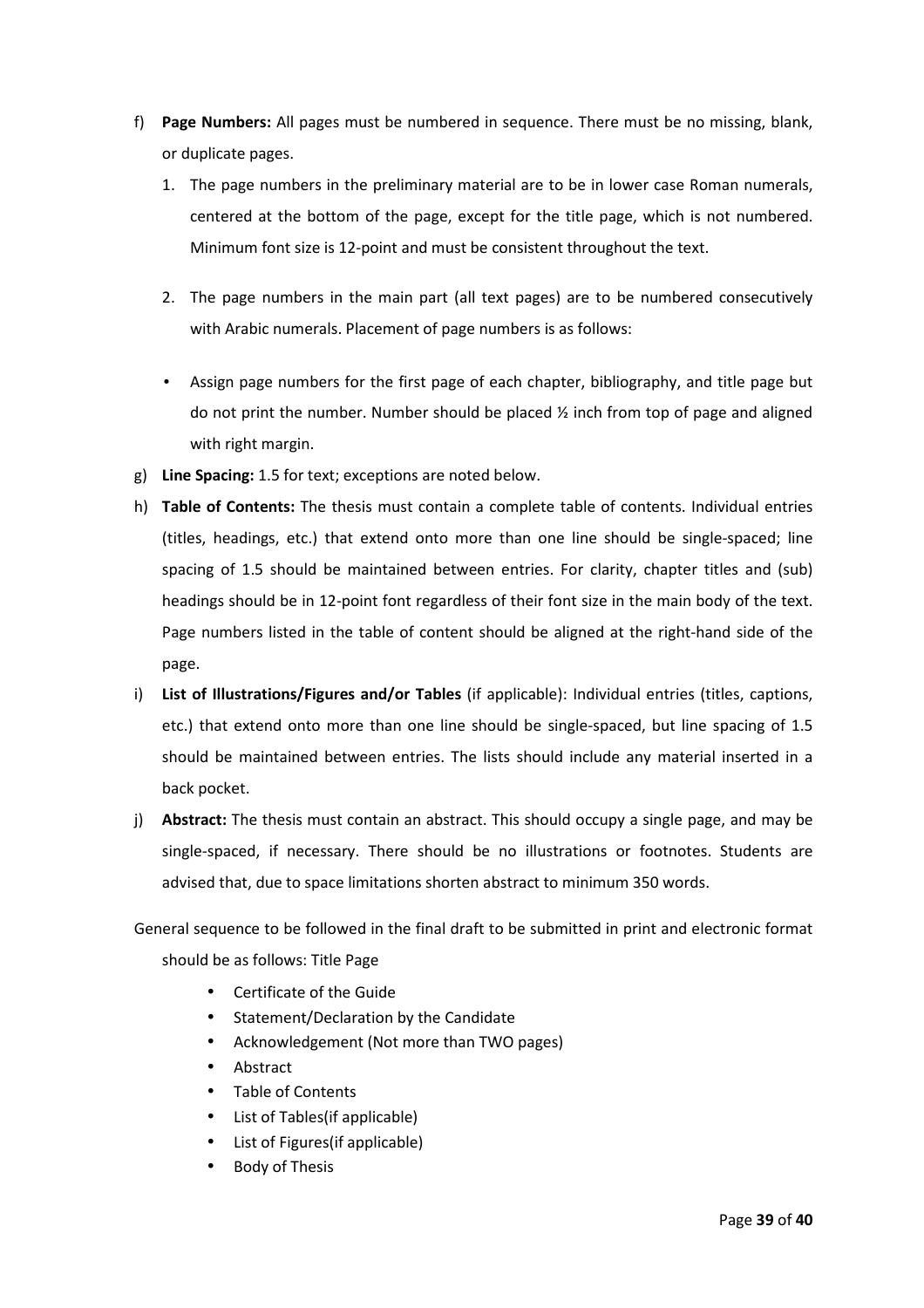f) **Page Numbers:** All pages must be numbered in sequence. There must be no missing, blank, or duplicate pages.

   1. The page numbers in the preliminary material are to be in lower case Roman numerals, centered at the bottom of the page, except for the title page, which is not numbered. Minimum font size is 12-point and must be consistent throughout the text.

   2. The page numbers in the main part (all text pages) are to be numbered consecutively with Arabic numerals. Placement of page numbers is as follows:

   - Assign page numbers for the first page of each chapter, bibliography, and title page but do not print the number. Number should be placed ½ inch from top of page and aligned with right margin.

g) **Line Spacing:** 1.5 for text; exceptions are noted below.

h) **Table of Contents:** The thesis must contain a complete table of contents. Individual entries (titles, headings, etc.) that extend onto more than one line should be single-spaced; line spacing of 1.5 should be maintained between entries. For clarity, chapter titles and (sub) headings should be in 12-point font regardless of their font size in the main body of the text. Page numbers listed in the table of content should be aligned at the right-hand side of the page.

i) **List of Illustrations/Figures and/or Tables** (if applicable): Individual entries (titles, captions, etc.) that extend onto more than one line should be single-spaced, but line spacing of 1.5 should be maintained between entries. The lists should include any material inserted in a back pocket.

j) **Abstract:** The thesis must contain an abstract. This should occupy a single page, and may be single-spaced, if necessary. There should be no illustrations or footnotes. Students are advised that, due to space limitations shorten abstract to minimum 350 words.

General sequence to be followed in the final draft to be submitted in print and electronic format should be as follows: Title Page

- Certificate of the Guide
- Statement/Declaration by the Candidate
- Acknowledgement (Not more than TWO pages)
- Abstract
- Table of Contents
- List of Tables(if applicable)
- List of Figures(if applicable)
- Body of Thesis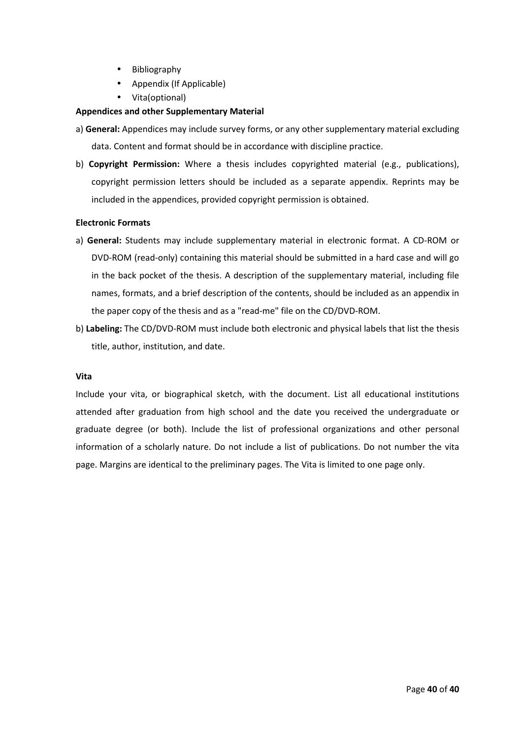- Bibliography
- Appendix (If Applicable)
- Vita(optional)

**Appendices and other Supplementary Material**

a) **General:** Appendices may include survey forms, or any other supplementary material excluding data. Content and format should be in accordance with discipline practice.

b) **Copyright Permission:** Where a thesis includes copyrighted material (e.g., publications), copyright permission letters should be included as a separate appendix. Reprints may be included in the appendices, provided copyright permission is obtained.

**Electronic Formats**

a) **General:** Students may include supplementary material in electronic format. A CD-ROM or DVD-ROM (read-only) containing this material should be submitted in a hard case and will go in the back pocket of the thesis. A description of the supplementary material, including file names, formats, and a brief description of the contents, should be included as an appendix in the paper copy of the thesis and as a "read-me" file on the CD/DVD-ROM.

b) **Labeling:** The CD/DVD-ROM must include both electronic and physical labels that list the thesis title, author, institution, and date.

**Vita**

Include your vita, or biographical sketch, with the document. List all educational institutions attended after graduation from high school and the date you received the undergraduate or graduate degree (or both). Include the list of professional organizations and other personal information of a scholarly nature. Do not include a list of publications. Do not number the vita page. Margins are identical to the preliminary pages. The Vita is limited to one page only.